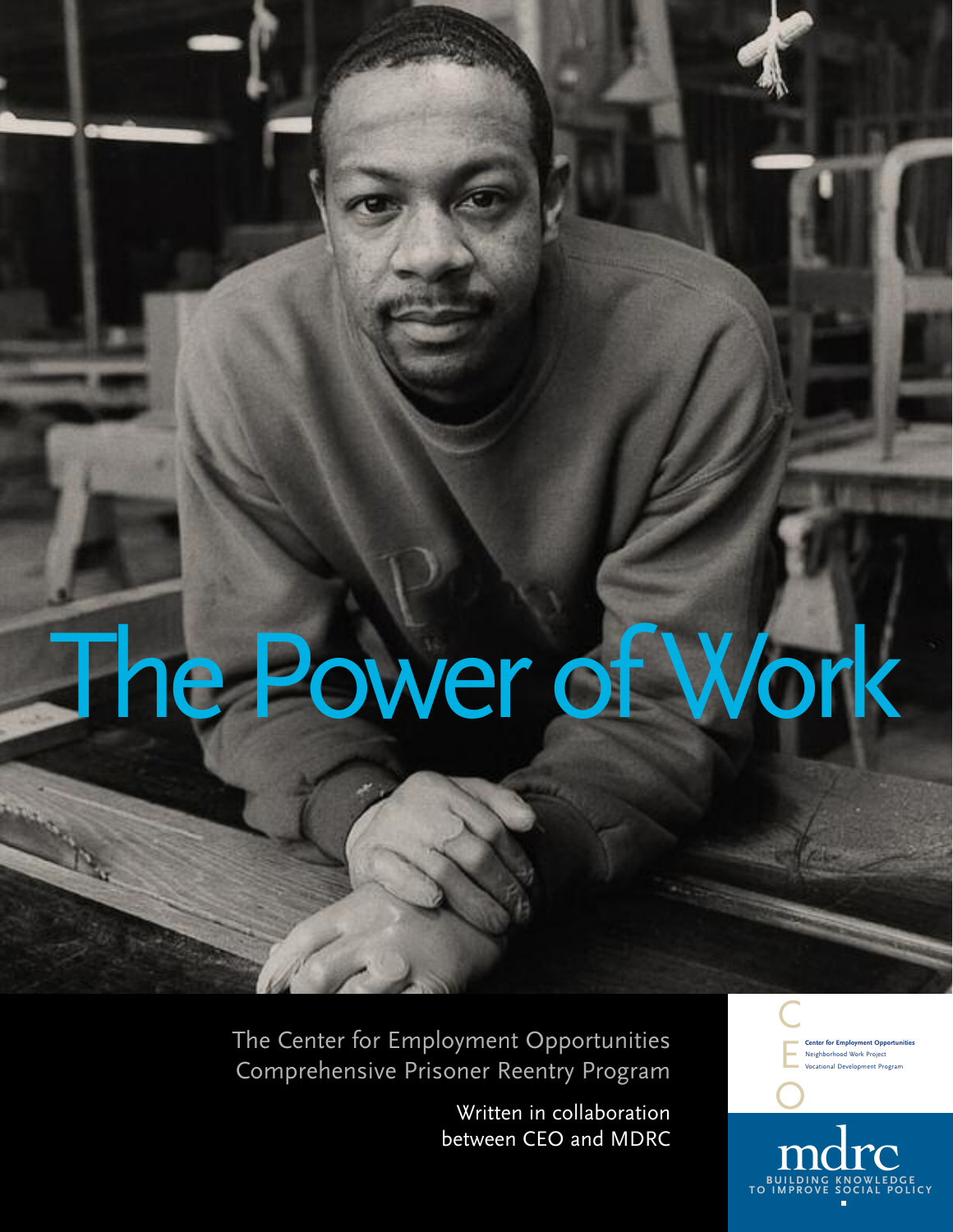# The Power of Work

The Center for Employment Opportunities Comprehensive Prisoner Reentry Program

Written in collaboration between CEO and MDRC

CEO

Center for Employment Opportunities

Neighborhood Work Project

Vocational Development Program

mdrc

BUILDING KNOWLEDGE TO IMPROVE SOCIAL POLICY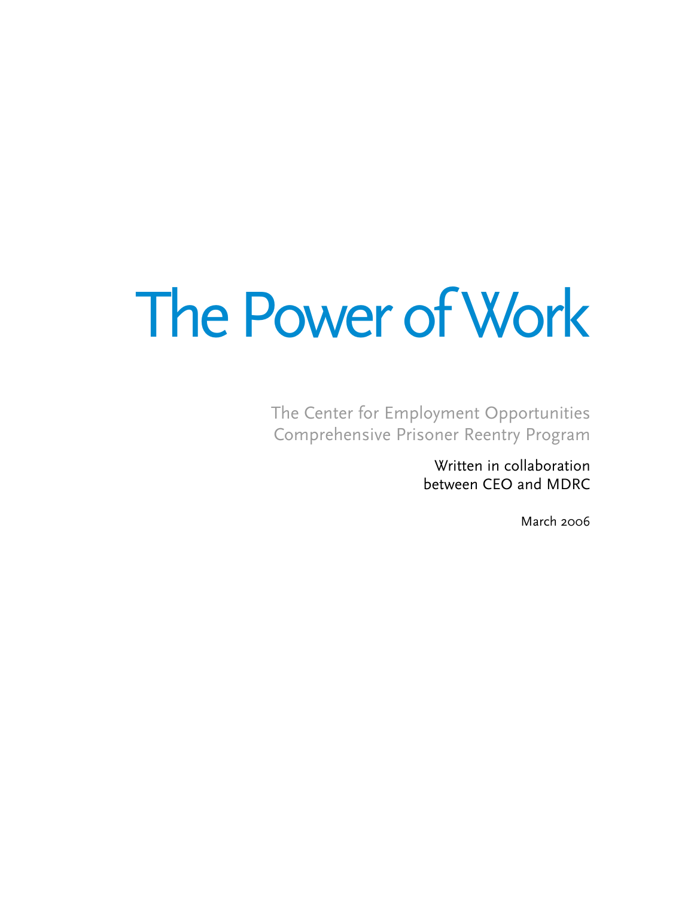# The Power of Work

The Center for Employment Opportunities
Comprehensive Prisoner Reentry Program

Written in collaboration
between CEO and MDRC

March 2006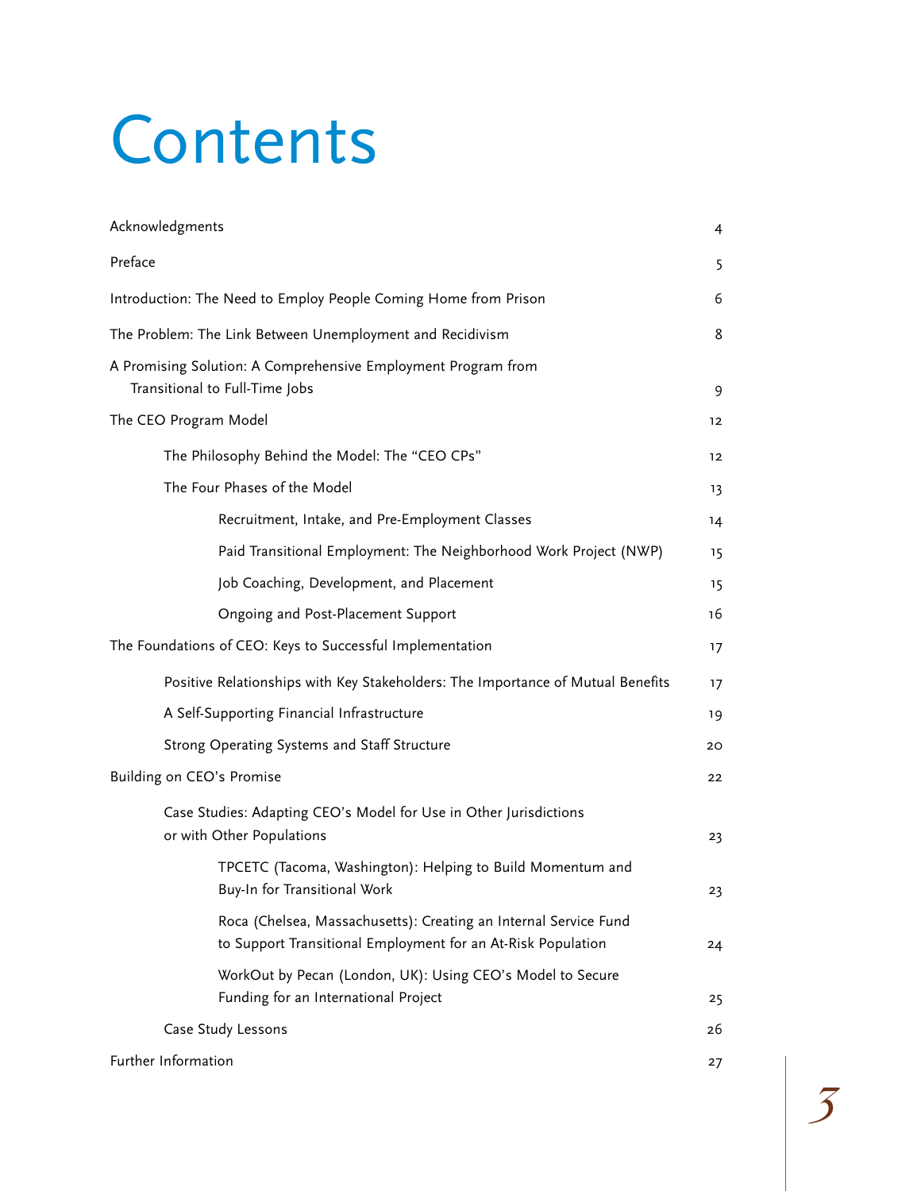# Contents

- Acknowledgments 4
- Preface 5
- Introduction: The Need to Employ People Coming Home from Prison 6
- The Problem: The Link Between Unemployment and Recidivism 8
- A Promising Solution: A Comprehensive Employment Program from Transitional to Full-Time Jobs 9
- The CEO Program Model 12
    - The Philosophy Behind the Model: The "CEO CPs" 12
    - The Four Phases of the Model 13
        - Recruitment, Intake, and Pre-Employment Classes 14
        - Paid Transitional Employment: The Neighborhood Work Project (NWP) 15
        - Job Coaching, Development, and Placement 15
        - Ongoing and Post-Placement Support 16
- The Foundations of CEO: Keys to Successful Implementation 17
    - Positive Relationships with Key Stakeholders: The Importance of Mutual Benefits 17
    - A Self-Supporting Financial Infrastructure 19
    - Strong Operating Systems and Staff Structure 20
- Building on CEO's Promise 22
    - Case Studies: Adapting CEO's Model for Use in Other Jurisdictions or with Other Populations 23
        - TPCETC (Tacoma, Washington): Helping to Build Momentum and Buy-In for Transitional Work 23
        - Roca (Chelsea, Massachusetts): Creating an Internal Service Fund to Support Transitional Employment for an At-Risk Population 24
        - WorkOut by Pecan (London, UK): Using CEO's Model to Secure Funding for an International Project 25
    - Case Study Lessons 26
- Further Information 27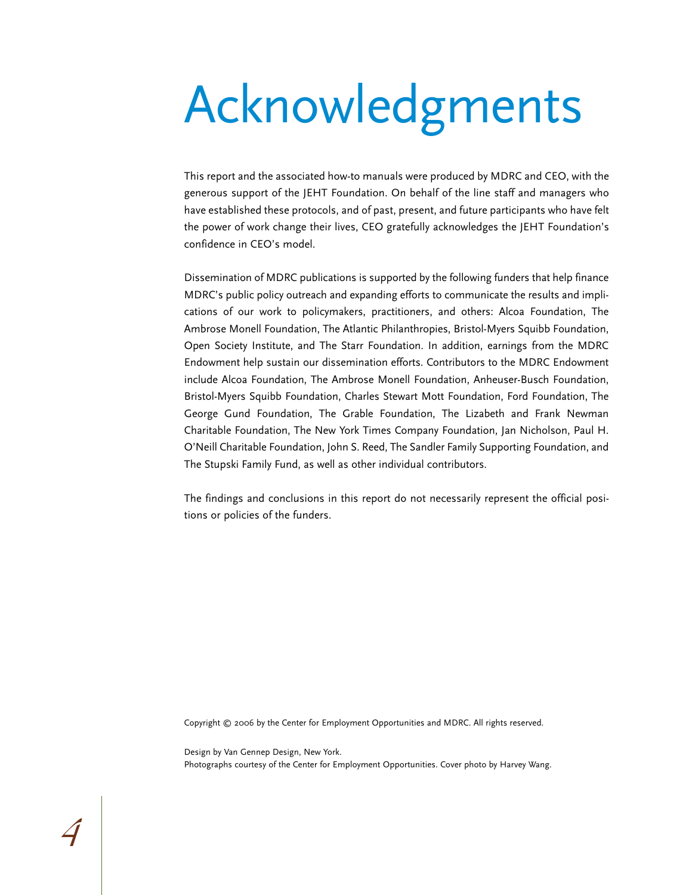# Acknowledgments

This report and the associated how-to manuals were produced by MDRC and CEO, with the generous support of the JEHT Foundation. On behalf of the line staff and managers who have established these protocols, and of past, present, and future participants who have felt the power of work change their lives, CEO gratefully acknowledges the JEHT Foundation's confidence in CEO's model.

Dissemination of MDRC publications is supported by the following funders that help finance MDRC's public policy outreach and expanding efforts to communicate the results and implications of our work to policymakers, practitioners, and others: Alcoa Foundation, The Ambrose Monell Foundation, The Atlantic Philanthropies, Bristol-Myers Squibb Foundation, Open Society Institute, and The Starr Foundation. In addition, earnings from the MDRC Endowment help sustain our dissemination efforts. Contributors to the MDRC Endowment include Alcoa Foundation, The Ambrose Monell Foundation, Anheuser-Busch Foundation, Bristol-Myers Squibb Foundation, Charles Stewart Mott Foundation, Ford Foundation, The George Gund Foundation, The Grable Foundation, The Lizabeth and Frank Newman Charitable Foundation, The New York Times Company Foundation, Jan Nicholson, Paul H. O'Neill Charitable Foundation, John S. Reed, The Sandler Family Supporting Foundation, and The Stupski Family Fund, as well as other individual contributors.

The findings and conclusions in this report do not necessarily represent the official positions or policies of the funders.

Copyright © 2006 by the Center for Employment Opportunities and MDRC. All rights reserved.

Design by Van Gennep Design, New York.
Photographs courtesy of the Center for Employment Opportunities. Cover photo by Harvey Wang.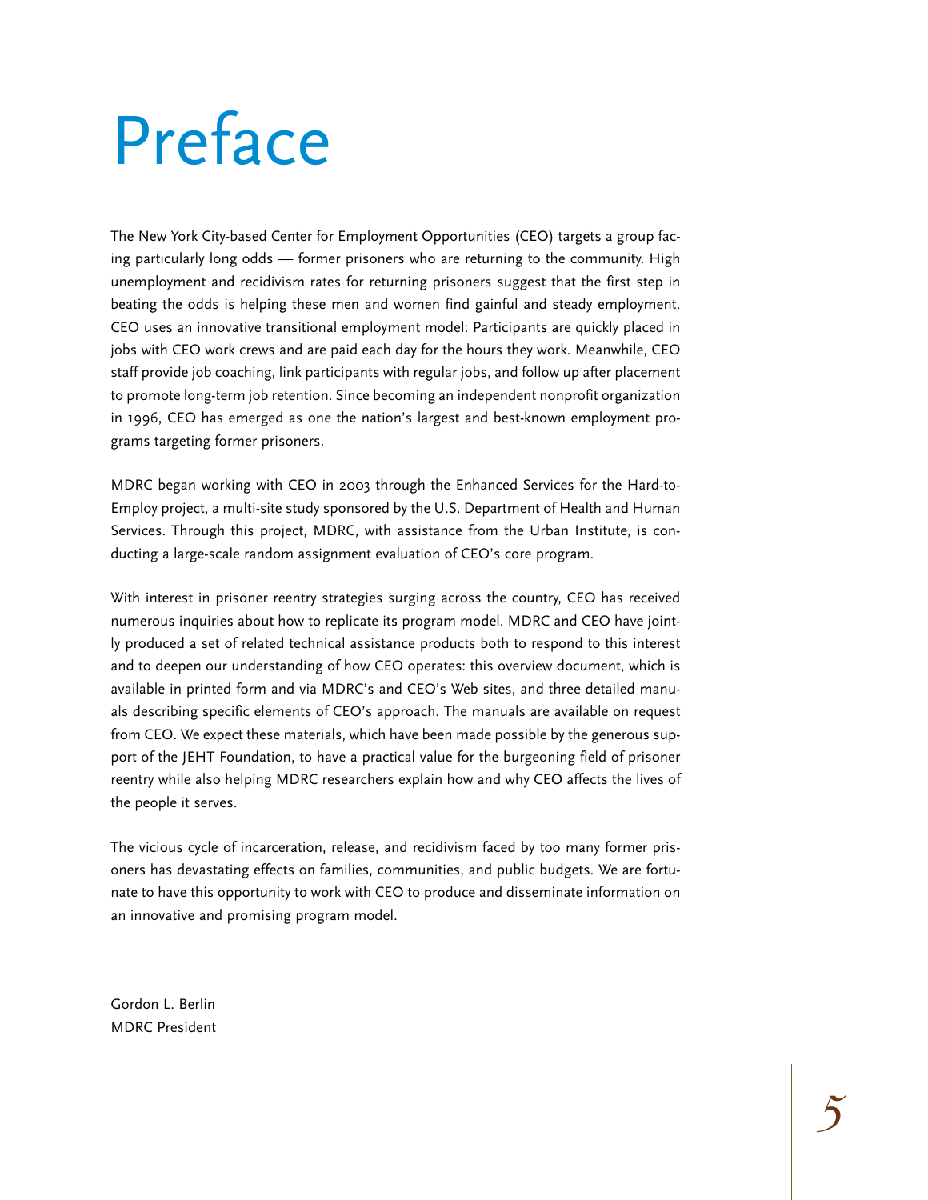# Preface

The New York City-based Center for Employment Opportunities (CEO) targets a group facing particularly long odds — former prisoners who are returning to the community. High unemployment and recidivism rates for returning prisoners suggest that the first step in beating the odds is helping these men and women find gainful and steady employment. CEO uses an innovative transitional employment model: Participants are quickly placed in jobs with CEO work crews and are paid each day for the hours they work. Meanwhile, CEO staff provide job coaching, link participants with regular jobs, and follow up after placement to promote long-term job retention. Since becoming an independent nonprofit organization in 1996, CEO has emerged as one the nation's largest and best-known employment programs targeting former prisoners.

MDRC began working with CEO in 2003 through the Enhanced Services for the Hard-to-Employ project, a multi-site study sponsored by the U.S. Department of Health and Human Services. Through this project, MDRC, with assistance from the Urban Institute, is conducting a large-scale random assignment evaluation of CEO's core program.

With interest in prisoner reentry strategies surging across the country, CEO has received numerous inquiries about how to replicate its program model. MDRC and CEO have jointly produced a set of related technical assistance products both to respond to this interest and to deepen our understanding of how CEO operates: this overview document, which is available in printed form and via MDRC's and CEO's Web sites, and three detailed manuals describing specific elements of CEO's approach. The manuals are available on request from CEO. We expect these materials, which have been made possible by the generous support of the JEHT Foundation, to have a practical value for the burgeoning field of prisoner reentry while also helping MDRC researchers explain how and why CEO affects the lives of the people it serves.

The vicious cycle of incarceration, release, and recidivism faced by too many former prisoners has devastating effects on families, communities, and public budgets. We are fortunate to have this opportunity to work with CEO to produce and disseminate information on an innovative and promising program model.

Gordon L. Berlin
MDRC President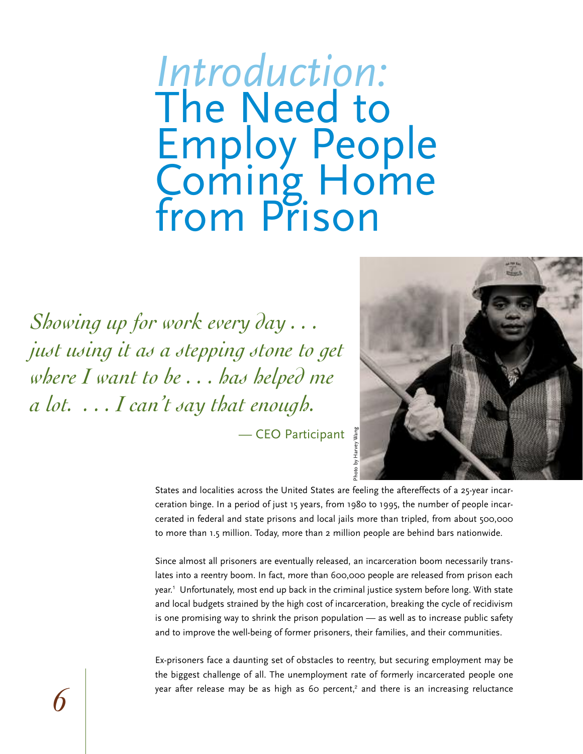# *Introduction:* The Need to Employ People Coming Home from Prison

*Showing up for work every day . . . just using it as a stepping stone to get where I want to be . . . has helped me a lot. . . . I can't say that enough.*

— CEO Participant

Photo by Harvey Wang

States and localities across the United States are feeling the aftereffects of a 25-year incarceration binge. In a period of just 15 years, from 1980 to 1995, the number of people incarcerated in federal and state prisons and local jails more than tripled, from about 500,000 to more than 1.5 million. Today, more than 2 million people are behind bars nationwide.

Since almost all prisoners are eventually released, an incarceration boom necessarily translates into a reentry boom. In fact, more than 600,000 people are released from prison each year.[1] Unfortunately, most end up back in the criminal justice system before long. With state and local budgets strained by the high cost of incarceration, breaking the cycle of recidivism is one promising way to shrink the prison population — as well as to increase public safety and to improve the well-being of former prisoners, their families, and their communities.

Ex-prisoners face a daunting set of obstacles to reentry, but securing employment may be the biggest challenge of all. The unemployment rate of formerly incarcerated people one year after release may be as high as 60 percent,[2] and there is an increasing reluctance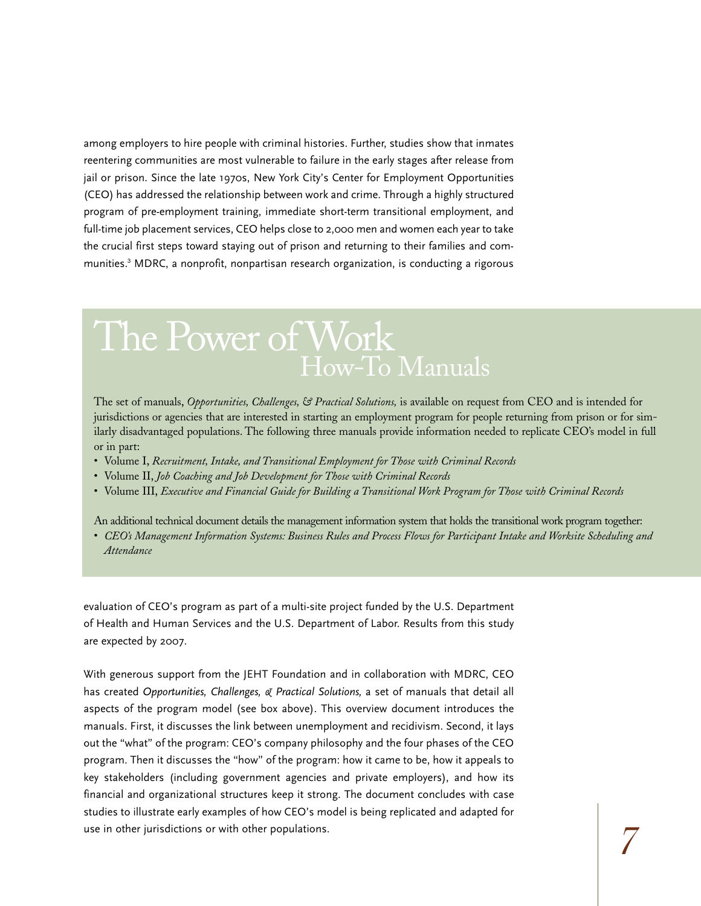among employers to hire people with criminal histories. Further, studies show that inmates reentering communities are most vulnerable to failure in the early stages after release from jail or prison. Since the late 1970s, New York City's Center for Employment Opportunities (CEO) has addressed the relationship between work and crime. Through a highly structured program of pre-employment training, immediate short-term transitional employment, and full-time job placement services, CEO helps close to 2,000 men and women each year to take the crucial first steps toward staying out of prison and returning to their families and communities.[3] MDRC, a nonprofit, nonpartisan research organization, is conducting a rigorous evaluation of CEO's program as part of a multi-site project funded by the U.S. Department of Health and Human Services and the U.S. Department of Labor. Results from this study are expected by 2007.

## The Power of Work How-To Manuals

The set of manuals, *Opportunities, Challenges, & Practical Solutions,* is available on request from CEO and is intended for jurisdictions or agencies that are interested in starting an employment program for people returning from prison or for similarly disadvantaged populations. The following three manuals provide information needed to replicate CEO's model in full or in part:

- Volume I, *Recruitment, Intake, and Transitional Employment for Those with Criminal Records*
- Volume II, *Job Coaching and Job Development for Those with Criminal Records*
- Volume III, *Executive and Financial Guide for Building a Transitional Work Program for Those with Criminal Records*

An additional technical document details the management information system that holds the transitional work program together:

- *CEO's Management Information Systems: Business Rules and Process Flows for Participant Intake and Worksite Scheduling and Attendance*

With generous support from the JEHT Foundation and in collaboration with MDRC, CEO has created *Opportunities, Challenges, & Practical Solutions,* a set of manuals that detail all aspects of the program model (see box above). This overview document introduces the manuals. First, it discusses the link between unemployment and recidivism. Second, it lays out the "what" of the program: CEO's company philosophy and the four phases of the CEO program. Then it discusses the "how" of the program: how it came to be, how it appeals to key stakeholders (including government agencies and private employers), and how its financial and organizational structures keep it strong. The document concludes with case studies to illustrate early examples of how CEO's model is being replicated and adapted for use in other jurisdictions or with other populations.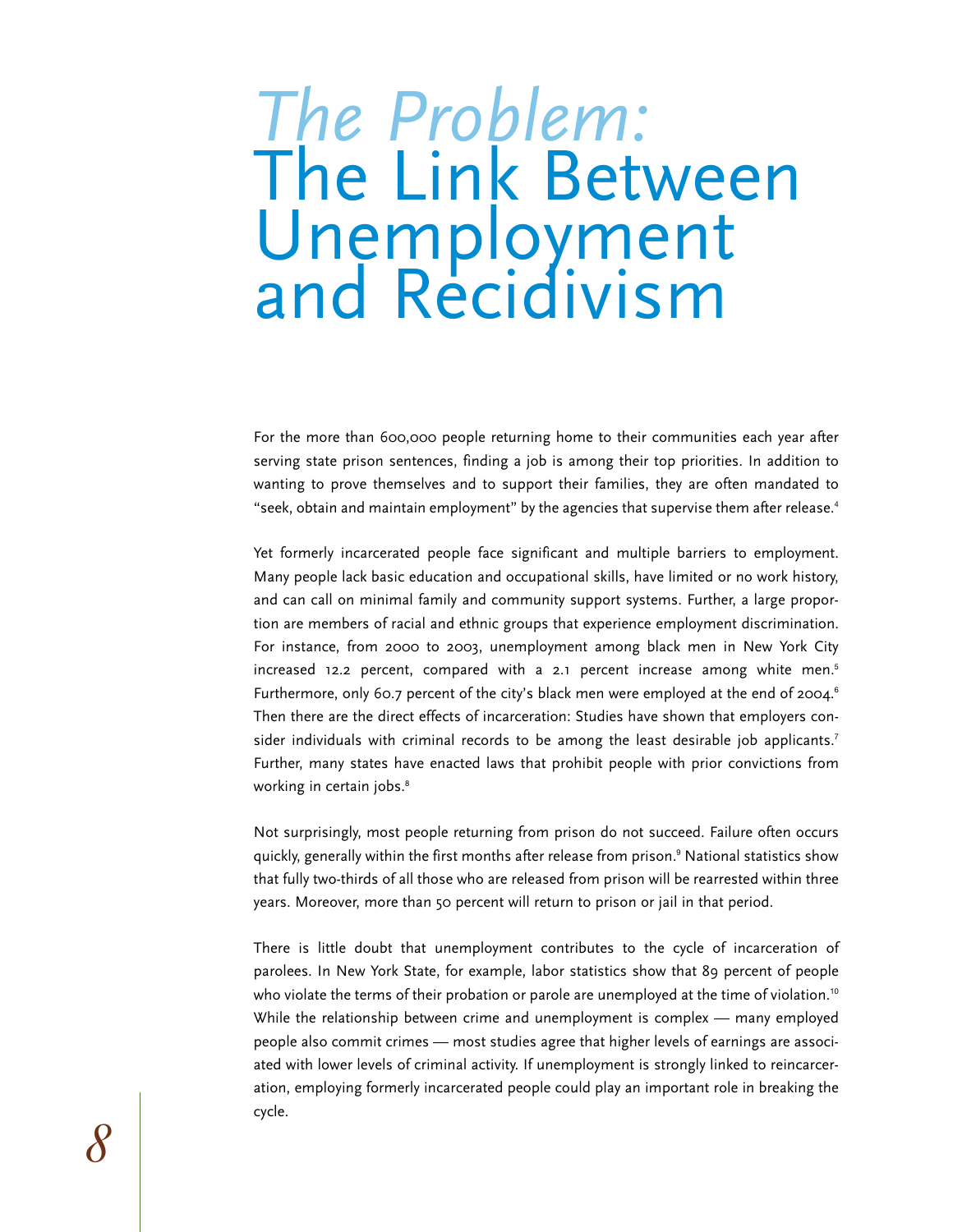# *The Problem:* The Link Between Unemployment and Recidivism

For the more than 600,000 people returning home to their communities each year after serving state prison sentences, finding a job is among their top priorities. In addition to wanting to prove themselves and to support their families, they are often mandated to "seek, obtain and maintain employment" by the agencies that supervise them after release.[4]

Yet formerly incarcerated people face significant and multiple barriers to employment. Many people lack basic education and occupational skills, have limited or no work history, and can call on minimal family and community support systems. Further, a large proportion are members of racial and ethnic groups that experience employment discrimination. For instance, from 2000 to 2003, unemployment among black men in New York City increased 12.2 percent, compared with a 2.1 percent increase among white men.[5] Furthermore, only 60.7 percent of the city's black men were employed at the end of 2004.[6] Then there are the direct effects of incarceration: Studies have shown that employers consider individuals with criminal records to be among the least desirable job applicants.[7] Further, many states have enacted laws that prohibit people with prior convictions from working in certain jobs.[8]

Not surprisingly, most people returning from prison do not succeed. Failure often occurs quickly, generally within the first months after release from prison.[9] National statistics show that fully two-thirds of all those who are released from prison will be rearrested within three years. Moreover, more than 50 percent will return to prison or jail in that period.

There is little doubt that unemployment contributes to the cycle of incarceration of parolees. In New York State, for example, labor statistics show that 89 percent of people who violate the terms of their probation or parole are unemployed at the time of violation.[10] While the relationship between crime and unemployment is complex — many employed people also commit crimes — most studies agree that higher levels of earnings are associated with lower levels of criminal activity. If unemployment is strongly linked to reincarceration, employing formerly incarcerated people could play an important role in breaking the cycle.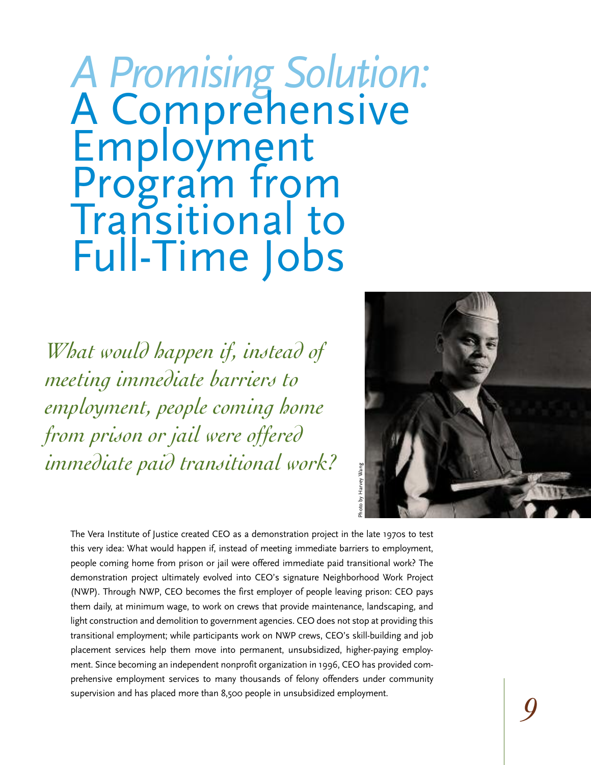# *A Promising Solution:* A Comprehensive Employment Program from Transitional to Full-Time Jobs

*What would happen if, instead of meeting immediate barriers to employment, people coming home from prison or jail were offered immediate paid transitional work?*

Photo by Harvey Wang

The Vera Institute of Justice created CEO as a demonstration project in the late 1970s to test this very idea: What would happen if, instead of meeting immediate barriers to employment, people coming home from prison or jail were offered immediate paid transitional work? The demonstration project ultimately evolved into CEO's signature Neighborhood Work Project (NWP). Through NWP, CEO becomes the first employer of people leaving prison: CEO pays them daily, at minimum wage, to work on crews that provide maintenance, landscaping, and light construction and demolition to government agencies. CEO does not stop at providing this transitional employment; while participants work on NWP crews, CEO's skill-building and job placement services help them move into permanent, unsubsidized, higher-paying employment. Since becoming an independent nonprofit organization in 1996, CEO has provided comprehensive employment services to many thousands of felony offenders under community supervision and has placed more than 8,500 people in unsubsidized employment.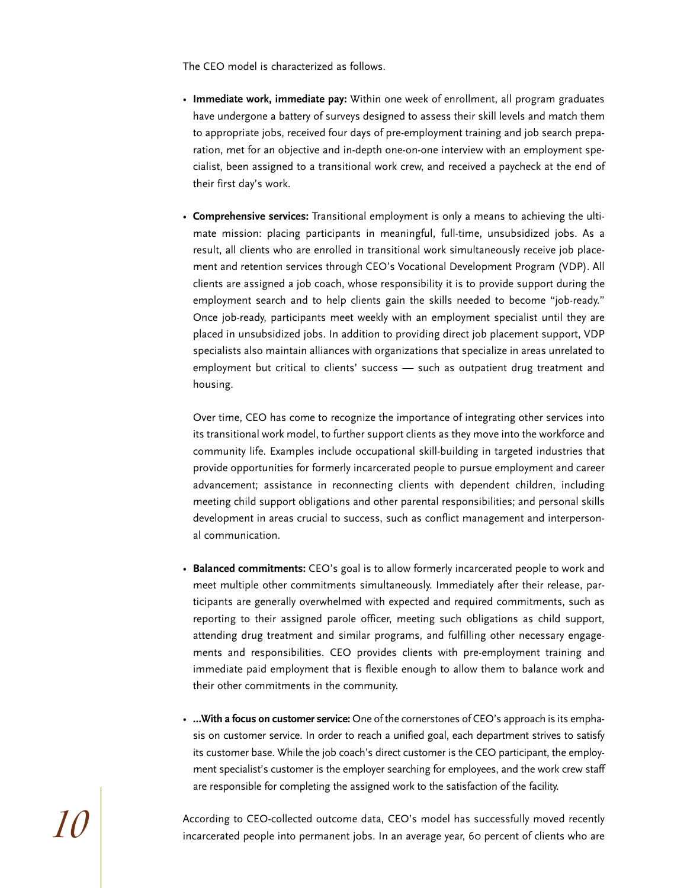The CEO model is characterized as follows.

- **Immediate work, immediate pay:** Within one week of enrollment, all program graduates have undergone a battery of surveys designed to assess their skill levels and match them to appropriate jobs, received four days of pre-employment training and job search preparation, met for an objective and in-depth one-on-one interview with an employment specialist, been assigned to a transitional work crew, and received a paycheck at the end of their first day's work.

- **Comprehensive services:** Transitional employment is only a means to achieving the ultimate mission: placing participants in meaningful, full-time, unsubsidized jobs. As a result, all clients who are enrolled in transitional work simultaneously receive job placement and retention services through CEO's Vocational Development Program (VDP). All clients are assigned a job coach, whose responsibility it is to provide support during the employment search and to help clients gain the skills needed to become "job-ready." Once job-ready, participants meet weekly with an employment specialist until they are placed in unsubsidized jobs. In addition to providing direct job placement support, VDP specialists also maintain alliances with organizations that specialize in areas unrelated to employment but critical to clients' success — such as outpatient drug treatment and housing.

  Over time, CEO has come to recognize the importance of integrating other services into its transitional work model, to further support clients as they move into the workforce and community life. Examples include occupational skill-building in targeted industries that provide opportunities for formerly incarcerated people to pursue employment and career advancement; assistance in reconnecting clients with dependent children, including meeting child support obligations and other parental responsibilities; and personal skills development in areas crucial to success, such as conflict management and interpersonal communication.

- **Balanced commitments:** CEO's goal is to allow formerly incarcerated people to work and meet multiple other commitments simultaneously. Immediately after their release, participants are generally overwhelmed with expected and required commitments, such as reporting to their assigned parole officer, meeting such obligations as child support, attending drug treatment and similar programs, and fulfilling other necessary engagements and responsibilities. CEO provides clients with pre-employment training and immediate paid employment that is flexible enough to allow them to balance work and their other commitments in the community.

- **...With a focus on customer service:** One of the cornerstones of CEO's approach is its emphasis on customer service. In order to reach a unified goal, each department strives to satisfy its customer base. While the job coach's direct customer is the CEO participant, the employment specialist's customer is the employer searching for employees, and the work crew staff are responsible for completing the assigned work to the satisfaction of the facility.

According to CEO-collected outcome data, CEO's model has successfully moved recently incarcerated people into permanent jobs. In an average year, 60 percent of clients who are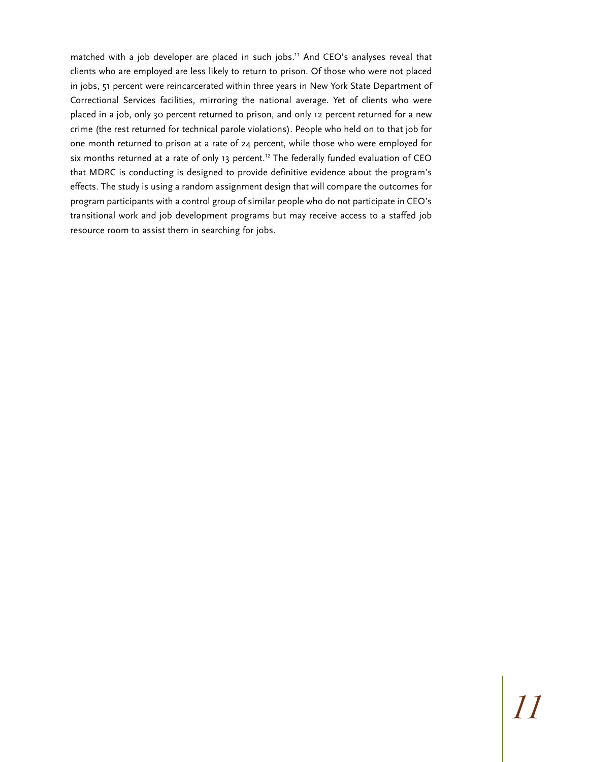matched with a job developer are placed in such jobs.[11] And CEO's analyses reveal that clients who are employed are less likely to return to prison. Of those who were not placed in jobs, 51 percent were reincarcerated within three years in New York State Department of Correctional Services facilities, mirroring the national average. Yet of clients who were placed in a job, only 30 percent returned to prison, and only 12 percent returned for a new crime (the rest returned for technical parole violations). People who held on to that job for one month returned to prison at a rate of 24 percent, while those who were employed for six months returned at a rate of only 13 percent.[12] The federally funded evaluation of CEO that MDRC is conducting is designed to provide definitive evidence about the program's effects. The study is using a random assignment design that will compare the outcomes for program participants with a control group of similar people who do not participate in CEO's transitional work and job development programs but may receive access to a staffed job resource room to assist them in searching for jobs.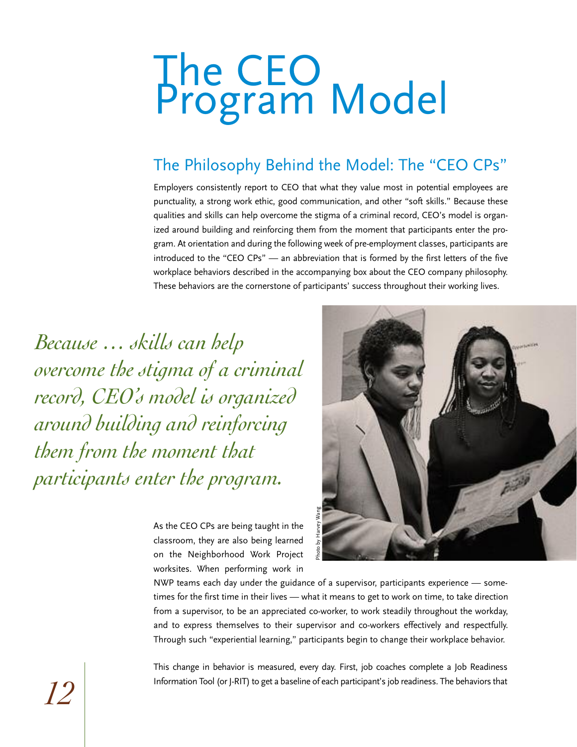# The CEO Program Model

## The Philosophy Behind the Model: The "CEO CPs"

Employers consistently report to CEO that what they value most in potential employees are punctuality, a strong work ethic, good communication, and other "soft skills." Because these qualities and skills can help overcome the stigma of a criminal record, CEO's model is organized around building and reinforcing them from the moment that participants enter the program. At orientation and during the following week of pre-employment classes, participants are introduced to the "CEO CPs" — an abbreviation that is formed by the first letters of the five workplace behaviors described in the accompanying box about the CEO company philosophy. These behaviors are the cornerstone of participants' success throughout their working lives.

*Because … skills can help overcome the stigma of a criminal record, CEO's model is organized around building and reinforcing them from the moment that participants enter the program.*

Photo by Harvey Wang

As the CEO CPs are being taught in the classroom, they are also being learned on the Neighborhood Work Project worksites. When performing work in NWP teams each day under the guidance of a supervisor, participants experience — sometimes for the first time in their lives — what it means to get to work on time, to take direction from a supervisor, to be an appreciated co-worker, to work steadily throughout the workday, and to express themselves to their supervisor and co-workers effectively and respectfully. Through such "experiential learning," participants begin to change their workplace behavior.

This change in behavior is measured, every day. First, job coaches complete a Job Readiness Information Tool (or J-RIT) to get a baseline of each participant's job readiness. The behaviors that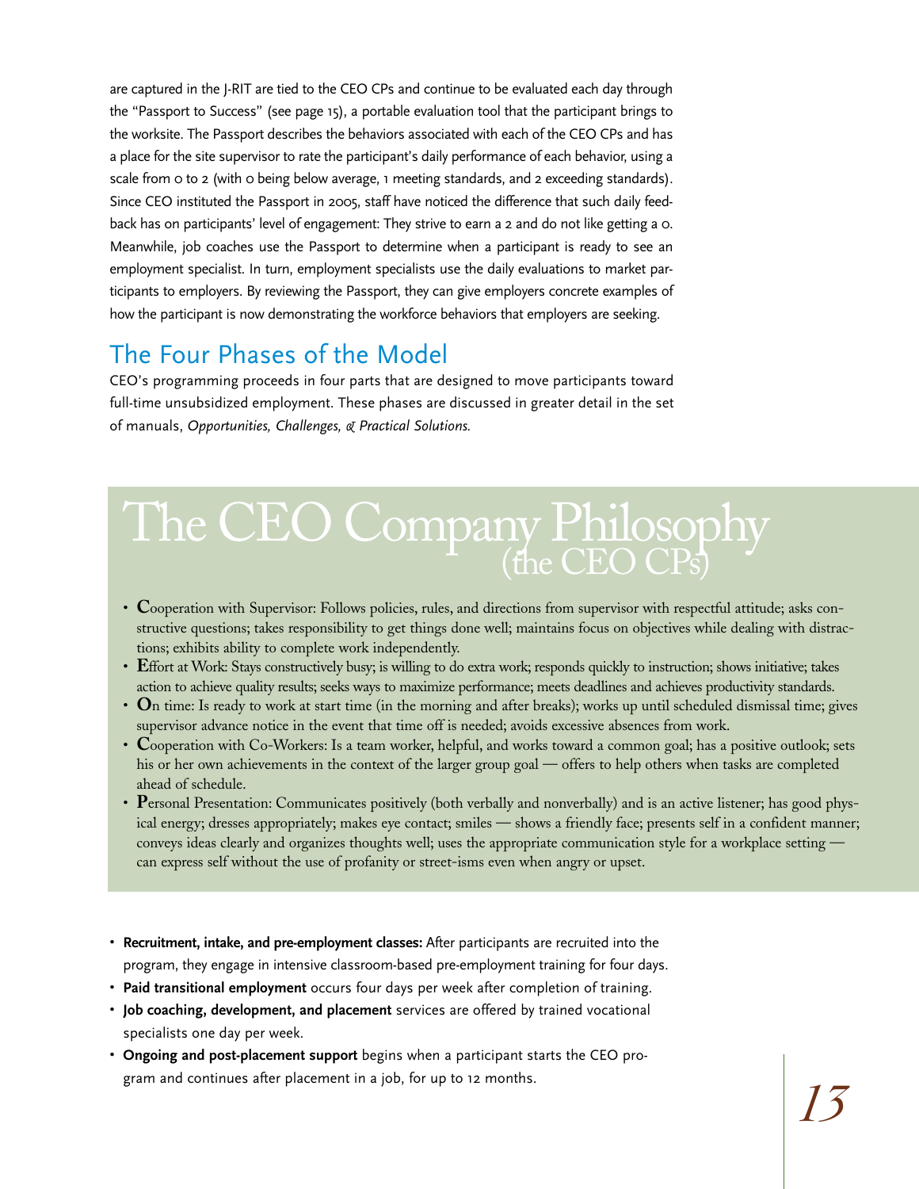are captured in the J-RIT are tied to the CEO CPs and continue to be evaluated each day through the "Passport to Success" (see page 15), a portable evaluation tool that the participant brings to the worksite. The Passport describes the behaviors associated with each of the CEO CPs and has a place for the site supervisor to rate the participant's daily performance of each behavior, using a scale from 0 to 2 (with 0 being below average, 1 meeting standards, and 2 exceeding standards). Since CEO instituted the Passport in 2005, staff have noticed the difference that such daily feedback has on participants' level of engagement: They strive to earn a 2 and do not like getting a 0. Meanwhile, job coaches use the Passport to determine when a participant is ready to see an employment specialist. In turn, employment specialists use the daily evaluations to market participants to employers. By reviewing the Passport, they can give employers concrete examples of how the participant is now demonstrating the workforce behaviors that employers are seeking.

## The Four Phases of the Model

CEO's programming proceeds in four parts that are designed to move participants toward full-time unsubsidized employment. These phases are discussed in greater detail in the set of manuals, *Opportunities, Challenges, & Practical Solutions.*

## The CEO Company Philosophy (the CEO CPs)

- **C**ooperation with Supervisor: Follows policies, rules, and directions from supervisor with respectful attitude; asks constructive questions; takes responsibility to get things done well; maintains focus on objectives while dealing with distractions; exhibits ability to complete work independently.
- **E**ffort at Work: Stays constructively busy; is willing to do extra work; responds quickly to instruction; shows initiative; takes action to achieve quality results; seeks ways to maximize performance; meets deadlines and achieves productivity standards.
- **O**n time: Is ready to work at start time (in the morning and after breaks); works up until scheduled dismissal time; gives supervisor advance notice in the event that time off is needed; avoids excessive absences from work.
- **C**ooperation with Co-Workers: Is a team worker, helpful, and works toward a common goal; has a positive outlook; sets his or her own achievements in the context of the larger group goal — offers to help others when tasks are completed ahead of schedule.
- **P**ersonal Presentation: Communicates positively (both verbally and nonverbally) and is an active listener; has good physical energy; dresses appropriately; makes eye contact; smiles — shows a friendly face; presents self in a confident manner; conveys ideas clearly and organizes thoughts well; uses the appropriate communication style for a workplace setting — can express self without the use of profanity or street-isms even when angry or upset.

- **Recruitment, intake, and pre-employment classes:** After participants are recruited into the program, they engage in intensive classroom-based pre-employment training for four days.
- **Paid transitional employment** occurs four days per week after completion of training.
- **Job coaching, development, and placement** services are offered by trained vocational specialists one day per week.
- **Ongoing and post-placement support** begins when a participant starts the CEO program and continues after placement in a job, for up to 12 months.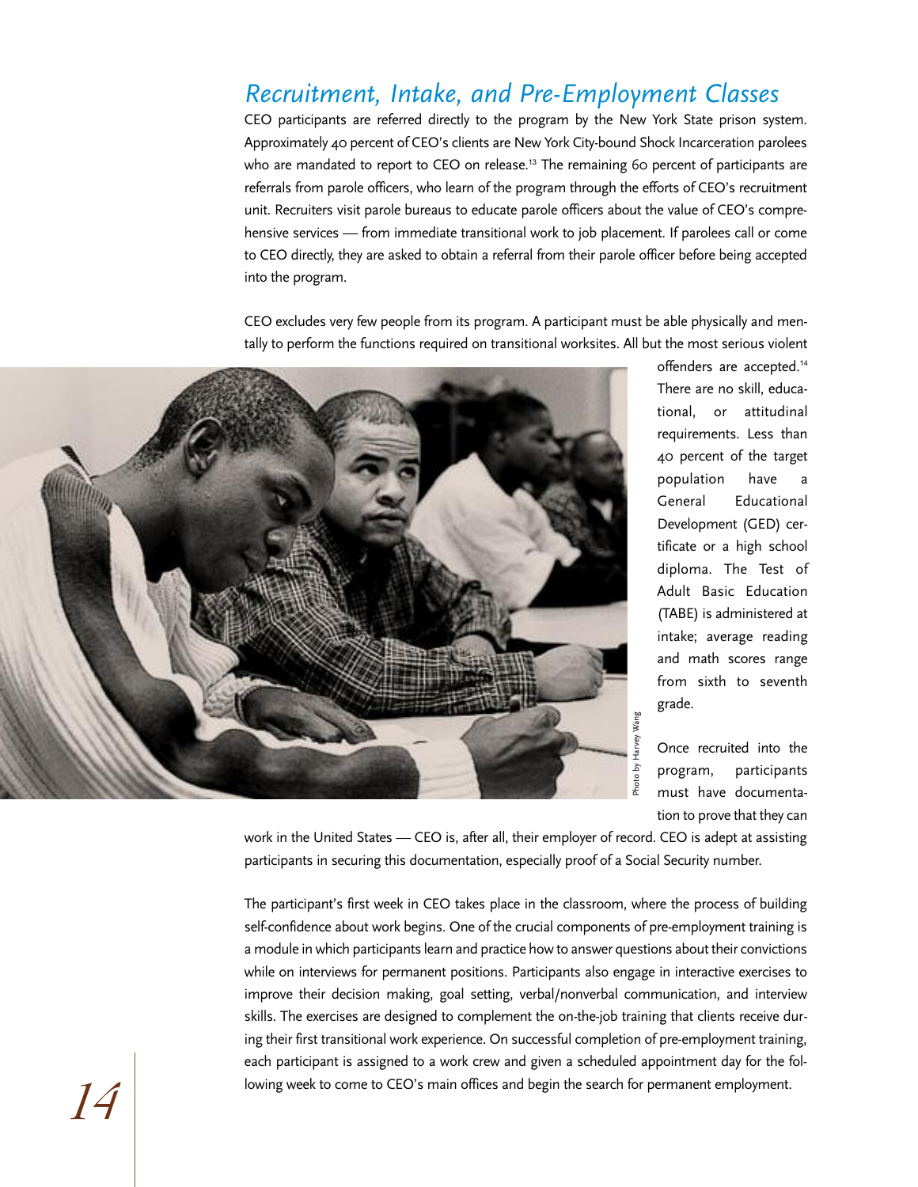## *Recruitment, Intake, and Pre-Employment Classes*

CEO participants are referred directly to the program by the New York State prison system. Approximately 40 percent of CEO's clients are New York City-bound Shock Incarceration parolees who are mandated to report to CEO on release.[13] The remaining 60 percent of participants are referrals from parole officers, who learn of the program through the efforts of CEO's recruitment unit. Recruiters visit parole bureaus to educate parole officers about the value of CEO's comprehensive services — from immediate transitional work to job placement. If parolees call or come to CEO directly, they are asked to obtain a referral from their parole officer before being accepted into the program.

CEO excludes very few people from its program. A participant must be able physically and mentally to perform the functions required on transitional worksites. All but the most serious violent offenders are accepted.[14] There are no skill, educational, or attitudinal requirements. Less than 40 percent of the target population have a General Educational Development (GED) certificate or a high school diploma. The Test of Adult Basic Education (TABE) is administered at intake; average reading and math scores range from sixth to seventh grade.

Photo by Harvey Wang

Once recruited into the program, participants must have documentation to prove that they can work in the United States — CEO is, after all, their employer of record. CEO is adept at assisting participants in securing this documentation, especially proof of a Social Security number.

The participant's first week in CEO takes place in the classroom, where the process of building self-confidence about work begins. One of the crucial components of pre-employment training is a module in which participants learn and practice how to answer questions about their convictions while on interviews for permanent positions. Participants also engage in interactive exercises to improve their decision making, goal setting, verbal/nonverbal communication, and interview skills. The exercises are designed to complement the on-the-job training that clients receive during their first transitional work experience. On successful completion of pre-employment training, each participant is assigned to a work crew and given a scheduled appointment day for the following week to come to CEO's main offices and begin the search for permanent employment.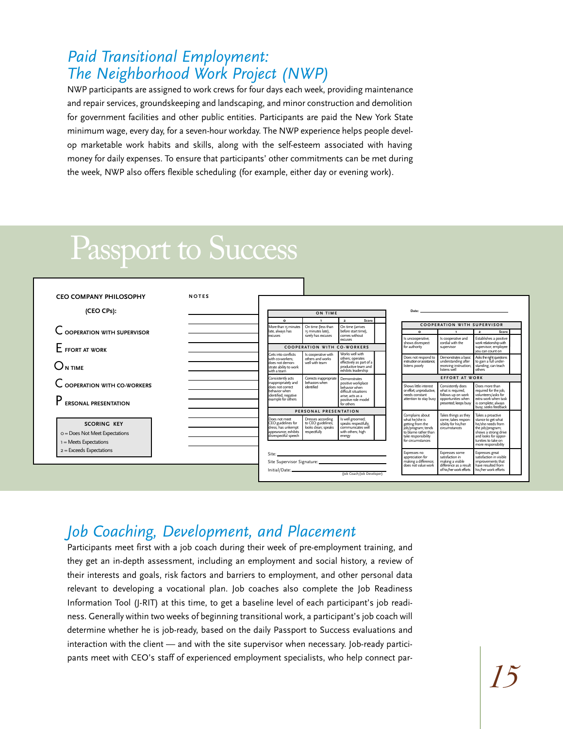## *Paid Transitional Employment: The Neighborhood Work Project (NWP)*

NWP participants are assigned to work crews for four days each week, providing maintenance and repair services, groundskeeping and landscaping, and minor construction and demolition for government facilities and other public entities. Participants are paid the New York State minimum wage, every day, for a seven-hour workday. The NWP experience helps people develop marketable work habits and skills, along with the self-esteem associated with having money for daily expenses. To ensure that participants' other commitments can be met during the week, NWP also offers flexible scheduling (for example, either day or evening work).

# Passport to Success

**CEO COMPANY PHILOSOPHY (CEO CPs):**

**C**OOPERATION WITH SUPERVISOR

**E**FFORT AT WORK

**O**N TIME

**C**OOPERATION WITH CO-WORKERS

**P**ERSONAL PRESENTATION

**NOTES**

**SCORING KEY**

0 = Does Not Meet Expectations
1 = Meets Expectations
2 = Exceeds Expectations

Date:

| 0 | 1 | 2 | Score |
|---|---|---|---|
| **ON TIME** | | | |
| More than 15 minutes late, always has excuses | On time (less than 15 minutes late), rarely has excuses | On time (arrives before start time), comes without excuses | |
| **COOPERATION WITH CO-WORKERS** | | | |
| Gets into conflicts with co-workers; does not demonstrate ability to work with a team | Is cooperative with others and works well with team | Works well with others; operates effectively as part of a productive team and exhibits leadership | |
| Consistently acts inappropriately and does not correct behavior when identified; negative example for others | Corrects inappropriate behaviors when identified | Demonstrates positive workplace behavior when difficult situations arise; acts as a positive role model for others | |
| **PERSONAL PRESENTATION** | | | |
| Does not meet CEO guidelines for dress; has unkempt appearance; exhibits disrespectful speech | Dresses according to CEO guidelines; looks clean; speaks respectfully | Is well groomed; speaks respectfully, communicates well with others; high energy | |

| 0 | 1 | 2 | Score |
|---|---|---|---|
| **COOPERATION WITH SUPERVISOR** | | | |
| Is uncooperative; shows disrespect for authority | Is cooperative and cordial with the supervisor | Establishes a positive work relationship with supervisor; employee you can count on | |
| Does not respond to instruction or assistance; listens poorly | Demonstrates a basic understanding after receiving instruction; listens well | Asks the right questions to gain a full understanding; can teach others | |
| **EFFORT AT WORK** | | | |
| Shows little interest or effort; unproductive, needs constant attention to stay busy | Consistently does what is required, follows up on work opportunities when presented; keeps busy | Does more than required for the job, volunteers/asks for extra work when task is complete; always busy; seeks feedback | |
| Complains about what he/she is getting from the job/program; tends to blame rather than take responsibility for circumstances | Takes things as they come; takes responsibility for his/her circumstances | Takes a proactive stance to get what he/she needs from the job/program; shows a strong drive and looks for opportunities to take on more responsibility | |
| Expresses no appreciation for making a difference; does not value work | Expresses some satisfaction in making a visible difference as a result of his/her work efforts | Expresses great satisfaction in visible improvements that have resulted from his/her work efforts | |

Site:

Site Supervisor Signature:

Initial/Date: (Job Coach/Job Developer)

## *Job Coaching, Development, and Placement*

Participants meet first with a job coach during their week of pre-employment training, and they get an in-depth assessment, including an employment and social history, a review of their interests and goals, risk factors and barriers to employment, and other personal data relevant to developing a vocational plan. Job coaches also complete the Job Readiness Information Tool (J-RIT) at this time, to get a baseline level of each participant's job readiness. Generally within two weeks of beginning transitional work, a participant's job coach will determine whether he is job-ready, based on the daily Passport to Success evaluations and interaction with the client — and with the site supervisor when necessary. Job-ready participants meet with CEO's staff of experienced employment specialists, who help connect par-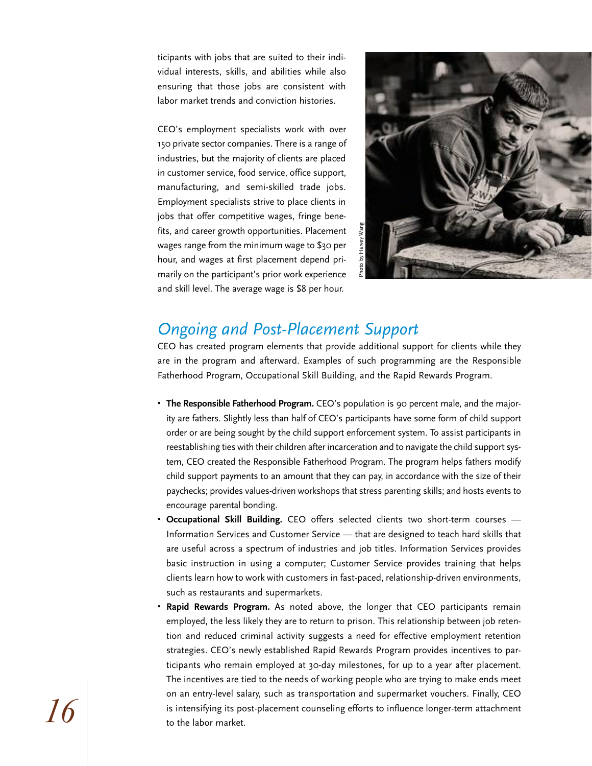ticipants with jobs that are suited to their individual interests, skills, and abilities while also ensuring that those jobs are consistent with labor market trends and conviction histories.

CEO's employment specialists work with over 150 private sector companies. There is a range of industries, but the majority of clients are placed in customer service, food service, office support, manufacturing, and semi-skilled trade jobs. Employment specialists strive to place clients in jobs that offer competitive wages, fringe benefits, and career growth opportunities. Placement wages range from the minimum wage to $30 per hour, and wages at first placement depend primarily on the participant's prior work experience and skill level. The average wage is $8 per hour.

Photo by Harvey Wang

## *Ongoing and Post-Placement Support*

CEO has created program elements that provide additional support for clients while they are in the program and afterward. Examples of such programming are the Responsible Fatherhood Program, Occupational Skill Building, and the Rapid Rewards Program.

- **The Responsible Fatherhood Program.** CEO's population is 90 percent male, and the majority are fathers. Slightly less than half of CEO's participants have some form of child support order or are being sought by the child support enforcement system. To assist participants in reestablishing ties with their children after incarceration and to navigate the child support system, CEO created the Responsible Fatherhood Program. The program helps fathers modify child support payments to an amount that they can pay, in accordance with the size of their paychecks; provides values-driven workshops that stress parenting skills; and hosts events to encourage parental bonding.
- **Occupational Skill Building.** CEO offers selected clients two short-term courses — Information Services and Customer Service — that are designed to teach hard skills that are useful across a spectrum of industries and job titles. Information Services provides basic instruction in using a computer; Customer Service provides training that helps clients learn how to work with customers in fast-paced, relationship-driven environments, such as restaurants and supermarkets.
- **Rapid Rewards Program.** As noted above, the longer that CEO participants remain employed, the less likely they are to return to prison. This relationship between job retention and reduced criminal activity suggests a need for effective employment retention strategies. CEO's newly established Rapid Rewards Program provides incentives to participants who remain employed at 30-day milestones, for up to a year after placement. The incentives are tied to the needs of working people who are trying to make ends meet on an entry-level salary, such as transportation and supermarket vouchers. Finally, CEO is intensifying its post-placement counseling efforts to influence longer-term attachment to the labor market.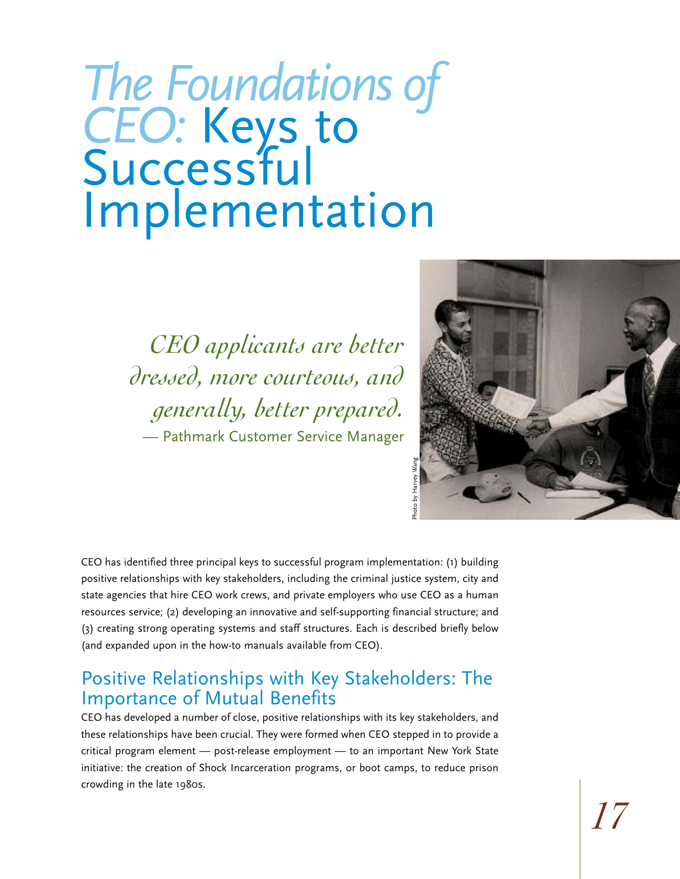# *The Foundations of CEO:* Keys to Successful Implementation

> *CEO applicants are better dressed, more courteous, and generally, better prepared.*
> — Pathmark Customer Service Manager

Photo by Harvey Wang

CEO has identified three principal keys to successful program implementation: (1) building positive relationships with key stakeholders, including the criminal justice system, city and state agencies that hire CEO work crews, and private employers who use CEO as a human resources service; (2) developing an innovative and self-supporting financial structure; and (3) creating strong operating systems and staff structures. Each is described briefly below (and expanded upon in the how-to manuals available from CEO).

## Positive Relationships with Key Stakeholders: The Importance of Mutual Benefits

CEO has developed a number of close, positive relationships with its key stakeholders, and these relationships have been crucial. They were formed when CEO stepped in to provide a critical program element — post-release employment — to an important New York State initiative: the creation of Shock Incarceration programs, or boot camps, to reduce prison crowding in the late 1980s.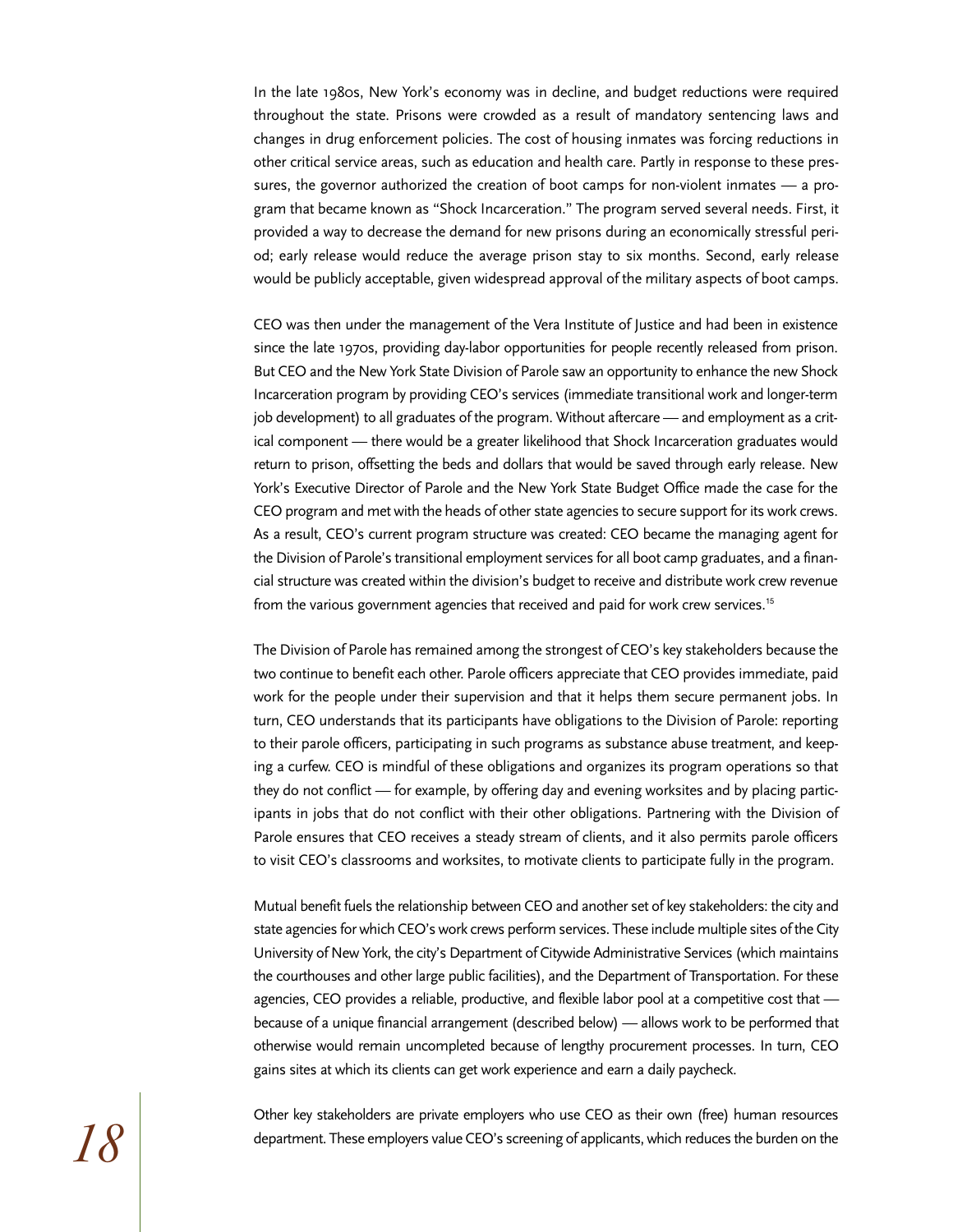In the late 1980s, New York's economy was in decline, and budget reductions were required throughout the state. Prisons were crowded as a result of mandatory sentencing laws and changes in drug enforcement policies. The cost of housing inmates was forcing reductions in other critical service areas, such as education and health care. Partly in response to these pressures, the governor authorized the creation of boot camps for non-violent inmates — a program that became known as "Shock Incarceration." The program served several needs. First, it provided a way to decrease the demand for new prisons during an economically stressful period; early release would reduce the average prison stay to six months. Second, early release would be publicly acceptable, given widespread approval of the military aspects of boot camps.

CEO was then under the management of the Vera Institute of Justice and had been in existence since the late 1970s, providing day-labor opportunities for people recently released from prison. But CEO and the New York State Division of Parole saw an opportunity to enhance the new Shock Incarceration program by providing CEO's services (immediate transitional work and longer-term job development) to all graduates of the program. Without aftercare — and employment as a critical component — there would be a greater likelihood that Shock Incarceration graduates would return to prison, offsetting the beds and dollars that would be saved through early release. New York's Executive Director of Parole and the New York State Budget Office made the case for the CEO program and met with the heads of other state agencies to secure support for its work crews. As a result, CEO's current program structure was created: CEO became the managing agent for the Division of Parole's transitional employment services for all boot camp graduates, and a financial structure was created within the division's budget to receive and distribute work crew revenue from the various government agencies that received and paid for work crew services.[15]

The Division of Parole has remained among the strongest of CEO's key stakeholders because the two continue to benefit each other. Parole officers appreciate that CEO provides immediate, paid work for the people under their supervision and that it helps them secure permanent jobs. In turn, CEO understands that its participants have obligations to the Division of Parole: reporting to their parole officers, participating in such programs as substance abuse treatment, and keeping a curfew. CEO is mindful of these obligations and organizes its program operations so that they do not conflict — for example, by offering day and evening worksites and by placing participants in jobs that do not conflict with their other obligations. Partnering with the Division of Parole ensures that CEO receives a steady stream of clients, and it also permits parole officers to visit CEO's classrooms and worksites, to motivate clients to participate fully in the program.

Mutual benefit fuels the relationship between CEO and another set of key stakeholders: the city and state agencies for which CEO's work crews perform services. These include multiple sites of the City University of New York, the city's Department of Citywide Administrative Services (which maintains the courthouses and other large public facilities), and the Department of Transportation. For these agencies, CEO provides a reliable, productive, and flexible labor pool at a competitive cost that — because of a unique financial arrangement (described below) — allows work to be performed that otherwise would remain uncompleted because of lengthy procurement processes. In turn, CEO gains sites at which its clients can get work experience and earn a daily paycheck.

Other key stakeholders are private employers who use CEO as their own (free) human resources department. These employers value CEO's screening of applicants, which reduces the burden on the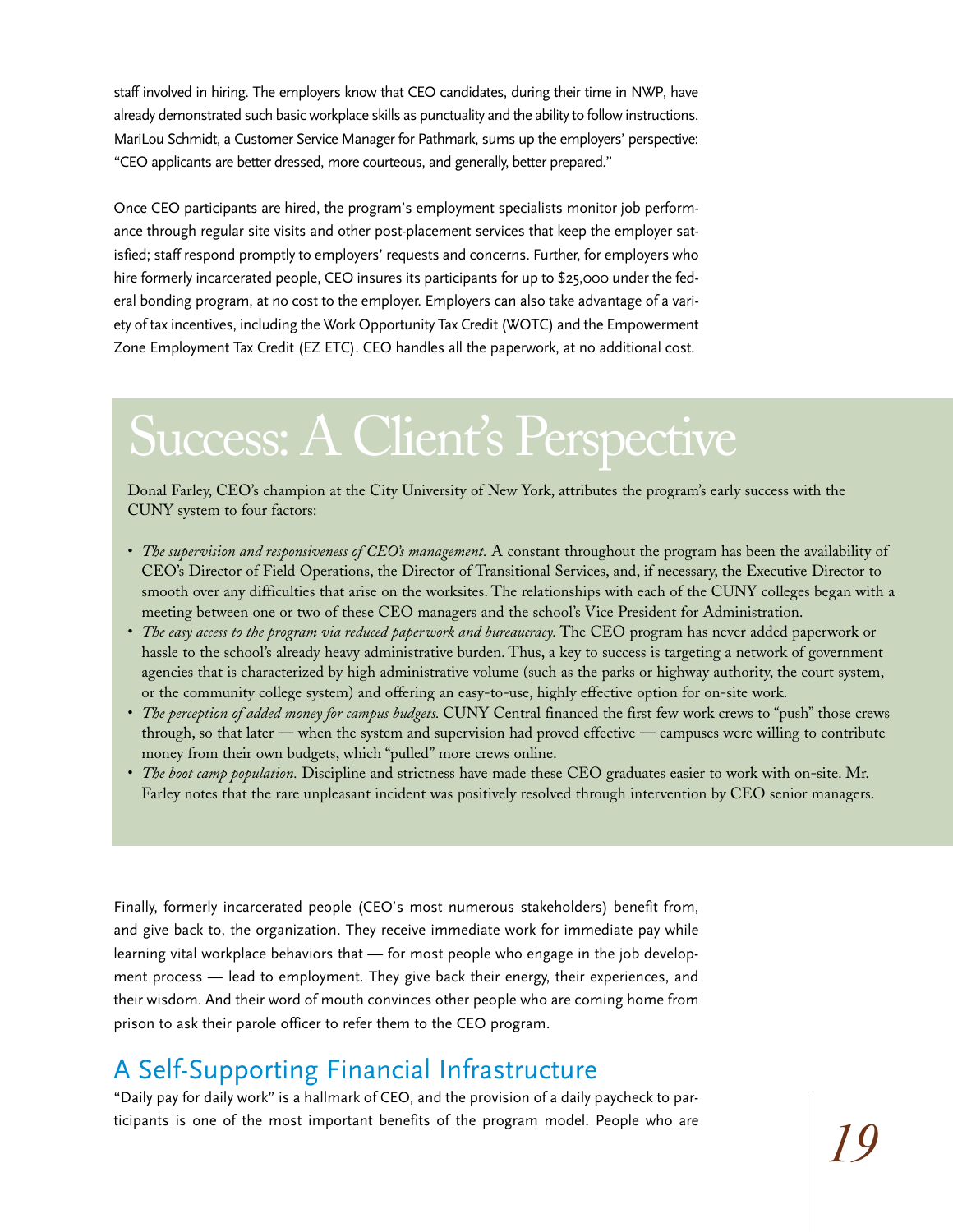staff involved in hiring. The employers know that CEO candidates, during their time in NWP, have already demonstrated such basic workplace skills as punctuality and the ability to follow instructions. MariLou Schmidt, a Customer Service Manager for Pathmark, sums up the employers' perspective: "CEO applicants are better dressed, more courteous, and generally, better prepared."

Once CEO participants are hired, the program's employment specialists monitor job performance through regular site visits and other post-placement services that keep the employer satisfied; staff respond promptly to employers' requests and concerns. Further, for employers who hire formerly incarcerated people, CEO insures its participants for up to $25,000 under the federal bonding program, at no cost to the employer. Employers can also take advantage of a variety of tax incentives, including the Work Opportunity Tax Credit (WOTC) and the Empowerment Zone Employment Tax Credit (EZ ETC). CEO handles all the paperwork, at no additional cost.

## Success: A Client's Perspective

Donal Farley, CEO's champion at the City University of New York, attributes the program's early success with the CUNY system to four factors:

- *The supervision and responsiveness of CEO's management.* A constant throughout the program has been the availability of CEO's Director of Field Operations, the Director of Transitional Services, and, if necessary, the Executive Director to smooth over any difficulties that arise on the worksites. The relationships with each of the CUNY colleges began with a meeting between one or two of these CEO managers and the school's Vice President for Administration.
- *The easy access to the program via reduced paperwork and bureaucracy.* The CEO program has never added paperwork or hassle to the school's already heavy administrative burden. Thus, a key to success is targeting a network of government agencies that is characterized by high administrative volume (such as the parks or highway authority, the court system, or the community college system) and offering an easy-to-use, highly effective option for on-site work.
- *The perception of added money for campus budgets.* CUNY Central financed the first few work crews to "push" those crews through, so that later — when the system and supervision had proved effective — campuses were willing to contribute money from their own budgets, which "pulled" more crews online.
- *The boot camp population.* Discipline and strictness have made these CEO graduates easier to work with on-site. Mr. Farley notes that the rare unpleasant incident was positively resolved through intervention by CEO senior managers.

Finally, formerly incarcerated people (CEO's most numerous stakeholders) benefit from, and give back to, the organization. They receive immediate work for immediate pay while learning vital workplace behaviors that — for most people who engage in the job development process — lead to employment. They give back their energy, their experiences, and their wisdom. And their word of mouth convinces other people who are coming home from prison to ask their parole officer to refer them to the CEO program.

## A Self-Supporting Financial Infrastructure

"Daily pay for daily work" is a hallmark of CEO, and the provision of a daily paycheck to participants is one of the most important benefits of the program model. People who are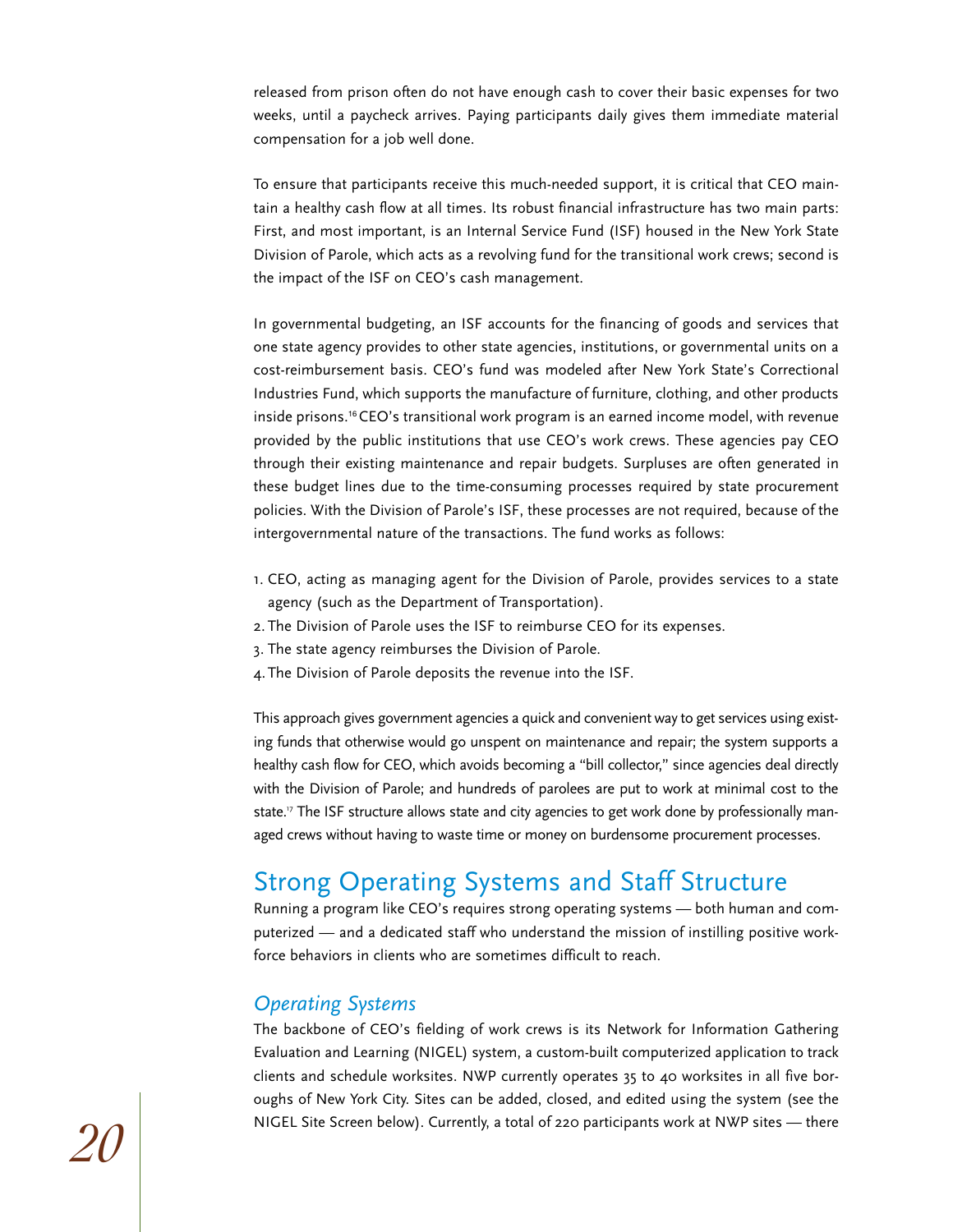released from prison often do not have enough cash to cover their basic expenses for two weeks, until a paycheck arrives. Paying participants daily gives them immediate material compensation for a job well done.

To ensure that participants receive this much-needed support, it is critical that CEO maintain a healthy cash flow at all times. Its robust financial infrastructure has two main parts: First, and most important, is an Internal Service Fund (ISF) housed in the New York State Division of Parole, which acts as a revolving fund for the transitional work crews; second is the impact of the ISF on CEO's cash management.

In governmental budgeting, an ISF accounts for the financing of goods and services that one state agency provides to other state agencies, institutions, or governmental units on a cost-reimbursement basis. CEO's fund was modeled after New York State's Correctional Industries Fund, which supports the manufacture of furniture, clothing, and other products inside prisons.[16] CEO's transitional work program is an earned income model, with revenue provided by the public institutions that use CEO's work crews. These agencies pay CEO through their existing maintenance and repair budgets. Surpluses are often generated in these budget lines due to the time-consuming processes required by state procurement policies. With the Division of Parole's ISF, these processes are not required, because of the intergovernmental nature of the transactions. The fund works as follows:

1. CEO, acting as managing agent for the Division of Parole, provides services to a state agency (such as the Department of Transportation).
2. The Division of Parole uses the ISF to reimburse CEO for its expenses.
3. The state agency reimburses the Division of Parole.
4. The Division of Parole deposits the revenue into the ISF.

This approach gives government agencies a quick and convenient way to get services using existing funds that otherwise would go unspent on maintenance and repair; the system supports a healthy cash flow for CEO, which avoids becoming a "bill collector," since agencies deal directly with the Division of Parole; and hundreds of parolees are put to work at minimal cost to the state.[17] The ISF structure allows state and city agencies to get work done by professionally managed crews without having to waste time or money on burdensome procurement processes.

## Strong Operating Systems and Staff Structure

Running a program like CEO's requires strong operating systems — both human and computerized — and a dedicated staff who understand the mission of instilling positive workforce behaviors in clients who are sometimes difficult to reach.

### *Operating Systems*

The backbone of CEO's fielding of work crews is its Network for Information Gathering Evaluation and Learning (NIGEL) system, a custom-built computerized application to track clients and schedule worksites. NWP currently operates 35 to 40 worksites in all five boroughs of New York City. Sites can be added, closed, and edited using the system (see the NIGEL Site Screen below). Currently, a total of 220 participants work at NWP sites — there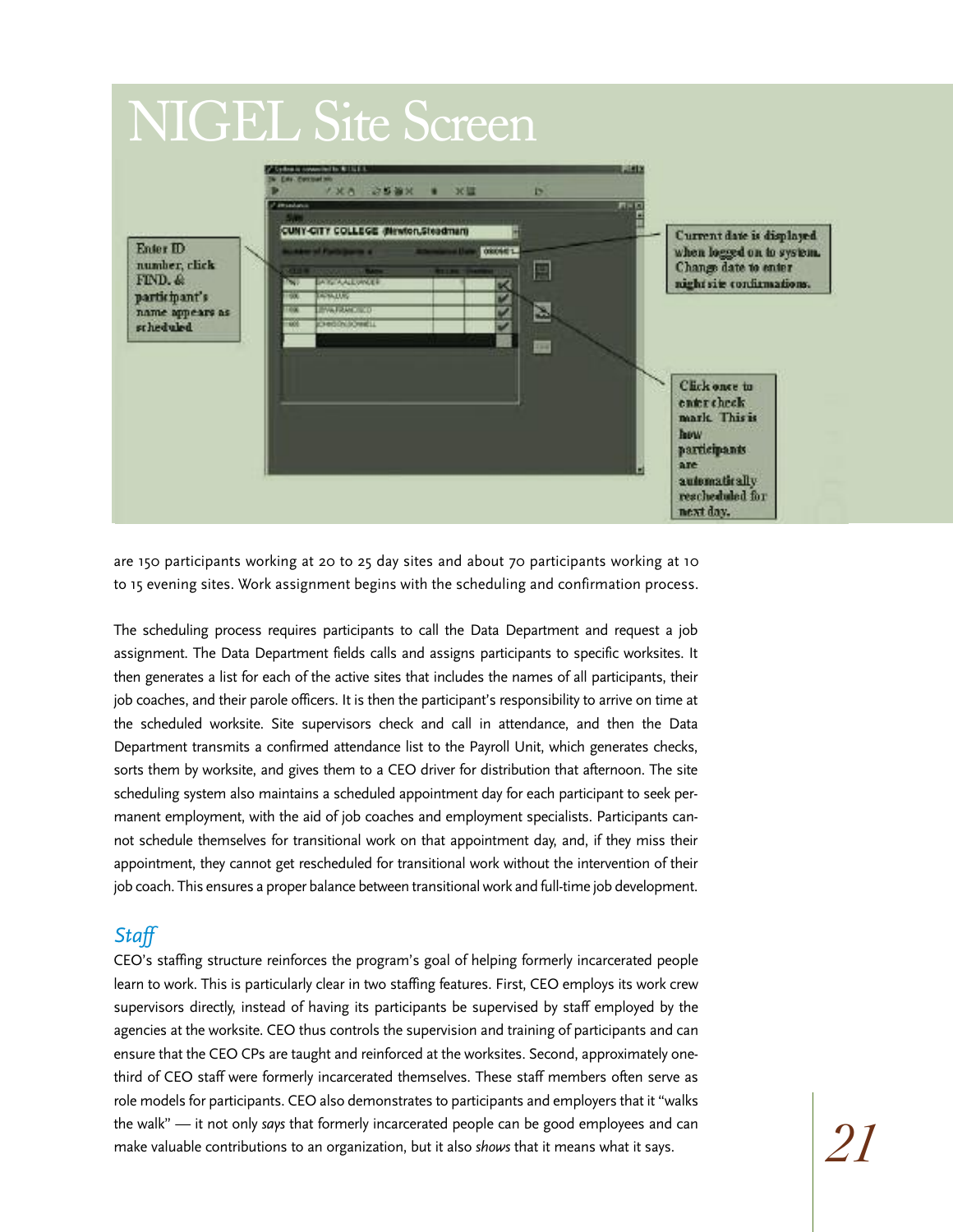# NIGEL Site Screen

Enter ID number, click FIND. & participant's name appears as scheduled

Current date is displayed when logged on to system. Change date to enter night site confirmations.

Click once to enter check mark. This is how participants are automatically rescheduled for next day.

are 150 participants working at 20 to 25 day sites and about 70 participants working at 10 to 15 evening sites. Work assignment begins with the scheduling and confirmation process.

The scheduling process requires participants to call the Data Department and request a job assignment. The Data Department fields calls and assigns participants to specific worksites. It then generates a list for each of the active sites that includes the names of all participants, their job coaches, and their parole officers. It is then the participant's responsibility to arrive on time at the scheduled worksite. Site supervisors check and call in attendance, and then the Data Department transmits a confirmed attendance list to the Payroll Unit, which generates checks, sorts them by worksite, and gives them to a CEO driver for distribution that afternoon. The site scheduling system also maintains a scheduled appointment day for each participant to seek permanent employment, with the aid of job coaches and employment specialists. Participants cannot schedule themselves for transitional work on that appointment day, and, if they miss their appointment, they cannot get rescheduled for transitional work without the intervention of their job coach. This ensures a proper balance between transitional work and full-time job development.

## *Staff*

CEO's staffing structure reinforces the program's goal of helping formerly incarcerated people learn to work. This is particularly clear in two staffing features. First, CEO employs its work crew supervisors directly, instead of having its participants be supervised by staff employed by the agencies at the worksite. CEO thus controls the supervision and training of participants and can ensure that the CEO CPs are taught and reinforced at the worksites. Second, approximately one-third of CEO staff were formerly incarcerated themselves. These staff members often serve as role models for participants. CEO also demonstrates to participants and employers that it "walks the walk" — it not only *says* that formerly incarcerated people can be good employees and can make valuable contributions to an organization, but it also *shows* that it means what it says.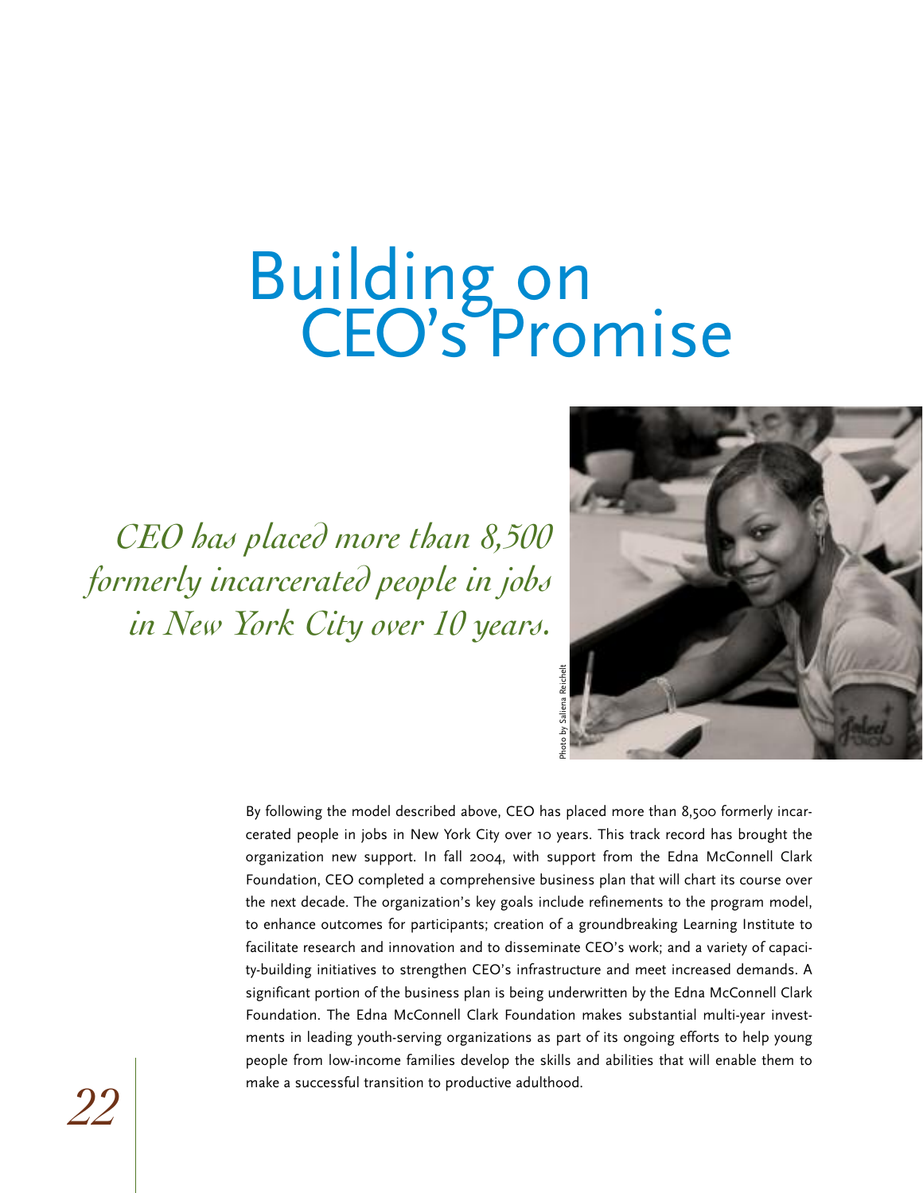# Building on CEO's Promise

*CEO has placed more than 8,500 formerly incarcerated people in jobs in New York City over 10 years.*

Photo by Saliena Reichelt

By following the model described above, CEO has placed more than 8,500 formerly incarcerated people in jobs in New York City over 10 years. This track record has brought the organization new support. In fall 2004, with support from the Edna McConnell Clark Foundation, CEO completed a comprehensive business plan that will chart its course over the next decade. The organization's key goals include refinements to the program model, to enhance outcomes for participants; creation of a groundbreaking Learning Institute to facilitate research and innovation and to disseminate CEO's work; and a variety of capacity-building initiatives to strengthen CEO's infrastructure and meet increased demands. A significant portion of the business plan is being underwritten by the Edna McConnell Clark Foundation. The Edna McConnell Clark Foundation makes substantial multi-year investments in leading youth-serving organizations as part of its ongoing efforts to help young people from low-income families develop the skills and abilities that will enable them to make a successful transition to productive adulthood.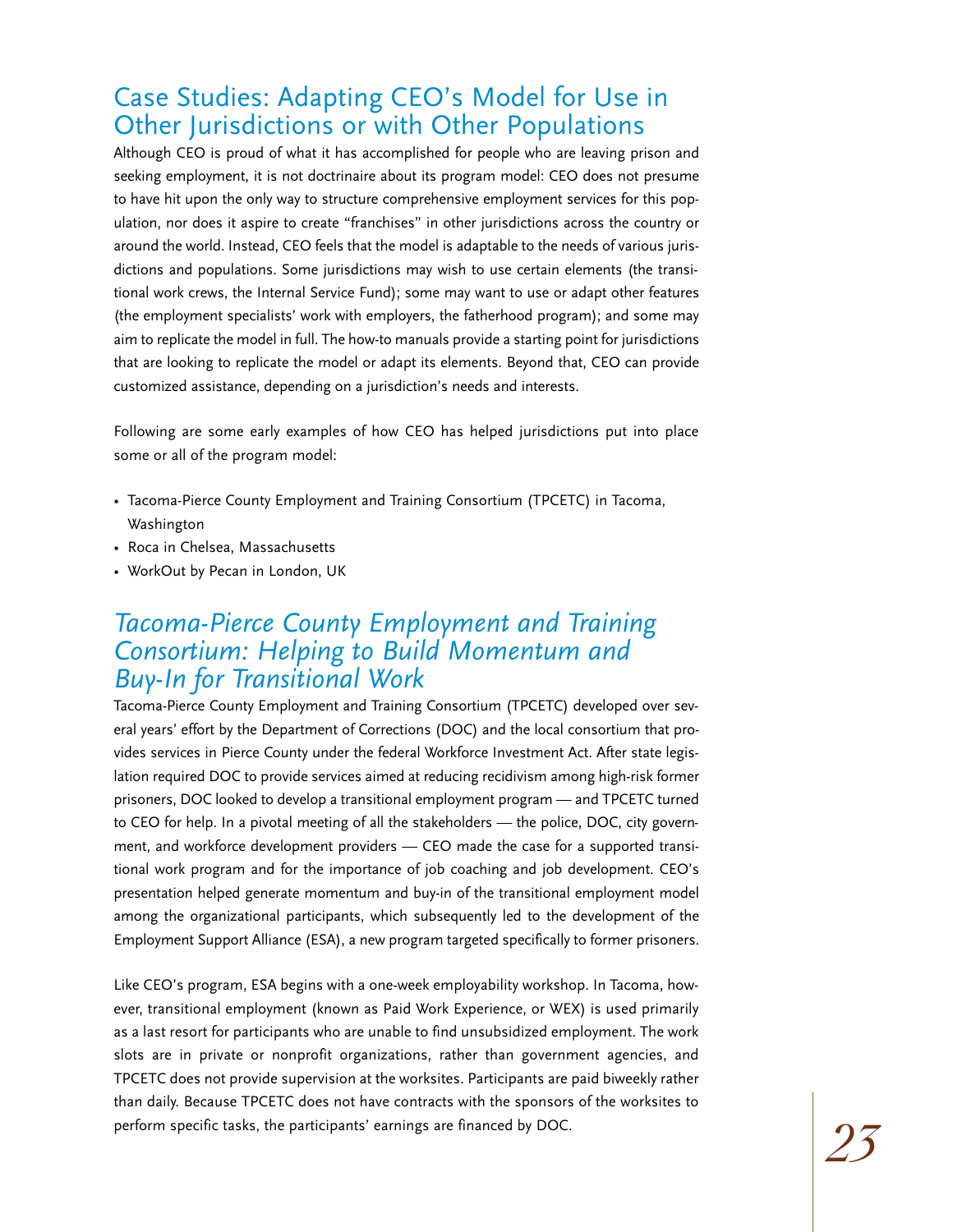## Case Studies: Adapting CEO's Model for Use in Other Jurisdictions or with Other Populations

Although CEO is proud of what it has accomplished for people who are leaving prison and seeking employment, it is not doctrinaire about its program model: CEO does not presume to have hit upon the only way to structure comprehensive employment services for this population, nor does it aspire to create "franchises" in other jurisdictions across the country or around the world. Instead, CEO feels that the model is adaptable to the needs of various jurisdictions and populations. Some jurisdictions may wish to use certain elements (the transitional work crews, the Internal Service Fund); some may want to use or adapt other features (the employment specialists' work with employers, the fatherhood program); and some may aim to replicate the model in full. The how-to manuals provide a starting point for jurisdictions that are looking to replicate the model or adapt its elements. Beyond that, CEO can provide customized assistance, depending on a jurisdiction's needs and interests.

Following are some early examples of how CEO has helped jurisdictions put into place some or all of the program model:

- Tacoma-Pierce County Employment and Training Consortium (TPCETC) in Tacoma, Washington
- Roca in Chelsea, Massachusetts
- WorkOut by Pecan in London, UK

### *Tacoma-Pierce County Employment and Training Consortium: Helping to Build Momentum and Buy-In for Transitional Work*

Tacoma-Pierce County Employment and Training Consortium (TPCETC) developed over several years' effort by the Department of Corrections (DOC) and the local consortium that provides services in Pierce County under the federal Workforce Investment Act. After state legislation required DOC to provide services aimed at reducing recidivism among high-risk former prisoners, DOC looked to develop a transitional employment program — and TPCETC turned to CEO for help. In a pivotal meeting of all the stakeholders — the police, DOC, city government, and workforce development providers — CEO made the case for a supported transitional work program and for the importance of job coaching and job development. CEO's presentation helped generate momentum and buy-in of the transitional employment model among the organizational participants, which subsequently led to the development of the Employment Support Alliance (ESA), a new program targeted specifically to former prisoners.

Like CEO's program, ESA begins with a one-week employability workshop. In Tacoma, however, transitional employment (known as Paid Work Experience, or WEX) is used primarily as a last resort for participants who are unable to find unsubsidized employment. The work slots are in private or nonprofit organizations, rather than government agencies, and TPCETC does not provide supervision at the worksites. Participants are paid biweekly rather than daily. Because TPCETC does not have contracts with the sponsors of the worksites to perform specific tasks, the participants' earnings are financed by DOC.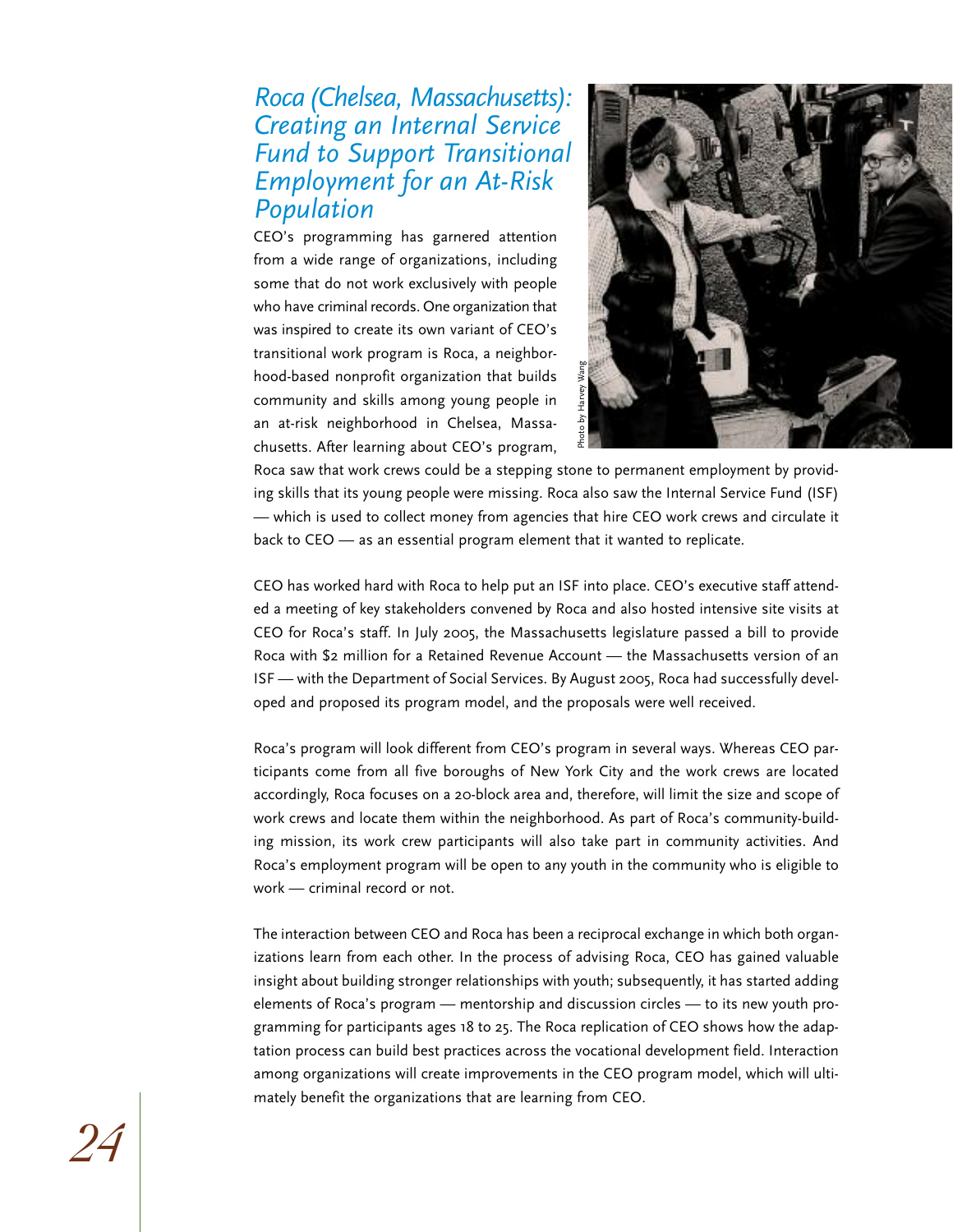## Roca (Chelsea, Massachusetts): Creating an Internal Service Fund to Support Transitional Employment for an At-Risk Population

CEO's programming has garnered attention from a wide range of organizations, including some that do not work exclusively with people who have criminal records. One organization that was inspired to create its own variant of CEO's transitional work program is Roca, a neighborhood-based nonprofit organization that builds community and skills among young people in an at-risk neighborhood in Chelsea, Massachusetts. After learning about CEO's program, Roca saw that work crews could be a stepping stone to permanent employment by providing skills that its young people were missing. Roca also saw the Internal Service Fund (ISF) — which is used to collect money from agencies that hire CEO work crews and circulate it back to CEO — as an essential program element that it wanted to replicate.

Photo by Harvey Wang

CEO has worked hard with Roca to help put an ISF into place. CEO's executive staff attended a meeting of key stakeholders convened by Roca and also hosted intensive site visits at CEO for Roca's staff. In July 2005, the Massachusetts legislature passed a bill to provide Roca with $2 million for a Retained Revenue Account — the Massachusetts version of an ISF — with the Department of Social Services. By August 2005, Roca had successfully developed and proposed its program model, and the proposals were well received.

Roca's program will look different from CEO's program in several ways. Whereas CEO participants come from all five boroughs of New York City and the work crews are located accordingly, Roca focuses on a 20-block area and, therefore, will limit the size and scope of work crews and locate them within the neighborhood. As part of Roca's community-building mission, its work crew participants will also take part in community activities. And Roca's employment program will be open to any youth in the community who is eligible to work — criminal record or not.

The interaction between CEO and Roca has been a reciprocal exchange in which both organizations learn from each other. In the process of advising Roca, CEO has gained valuable insight about building stronger relationships with youth; subsequently, it has started adding elements of Roca's program — mentorship and discussion circles — to its new youth programming for participants ages 18 to 25. The Roca replication of CEO shows how the adaptation process can build best practices across the vocational development field. Interaction among organizations will create improvements in the CEO program model, which will ultimately benefit the organizations that are learning from CEO.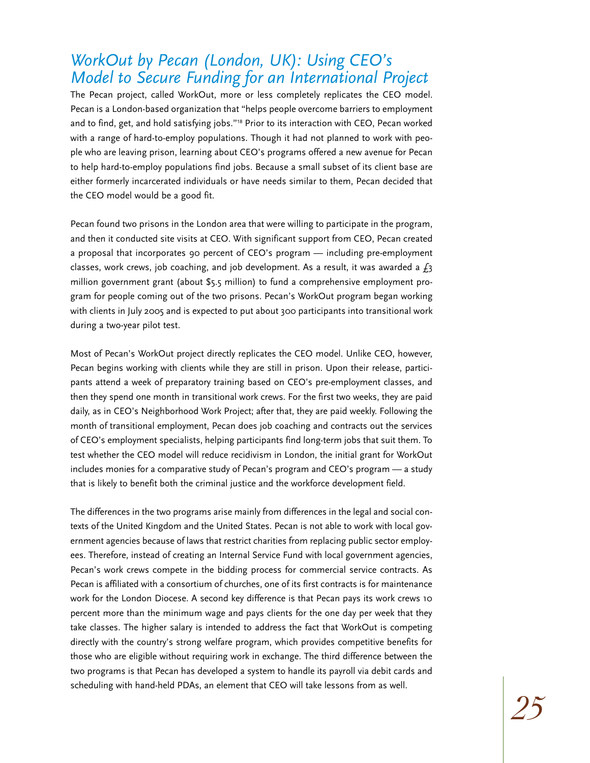## *WorkOut by Pecan (London, UK): Using CEO's Model to Secure Funding for an International Project*

The Pecan project, called WorkOut, more or less completely replicates the CEO model. Pecan is a London-based organization that "helps people overcome barriers to employment and to find, get, and hold satisfying jobs."[18] Prior to its interaction with CEO, Pecan worked with a range of hard-to-employ populations. Though it had not planned to work with people who are leaving prison, learning about CEO's programs offered a new avenue for Pecan to help hard-to-employ populations find jobs. Because a small subset of its client base are either formerly incarcerated individuals or have needs similar to them, Pecan decided that the CEO model would be a good fit.

Pecan found two prisons in the London area that were willing to participate in the program, and then it conducted site visits at CEO. With significant support from CEO, Pecan created a proposal that incorporates 90 percent of CEO's program — including pre-employment classes, work crews, job coaching, and job development. As a result, it was awarded a £3 million government grant (about $5.5 million) to fund a comprehensive employment program for people coming out of the two prisons. Pecan's WorkOut program began working with clients in July 2005 and is expected to put about 300 participants into transitional work during a two-year pilot test.

Most of Pecan's WorkOut project directly replicates the CEO model. Unlike CEO, however, Pecan begins working with clients while they are still in prison. Upon their release, participants attend a week of preparatory training based on CEO's pre-employment classes, and then they spend one month in transitional work crews. For the first two weeks, they are paid daily, as in CEO's Neighborhood Work Project; after that, they are paid weekly. Following the month of transitional employment, Pecan does job coaching and contracts out the services of CEO's employment specialists, helping participants find long-term jobs that suit them. To test whether the CEO model will reduce recidivism in London, the initial grant for WorkOut includes monies for a comparative study of Pecan's program and CEO's program — a study that is likely to benefit both the criminal justice and the workforce development field.

The differences in the two programs arise mainly from differences in the legal and social contexts of the United Kingdom and the United States. Pecan is not able to work with local government agencies because of laws that restrict charities from replacing public sector employees. Therefore, instead of creating an Internal Service Fund with local government agencies, Pecan's work crews compete in the bidding process for commercial service contracts. As Pecan is affiliated with a consortium of churches, one of its first contracts is for maintenance work for the London Diocese. A second key difference is that Pecan pays its work crews 10 percent more than the minimum wage and pays clients for the one day per week that they take classes. The higher salary is intended to address the fact that WorkOut is competing directly with the country's strong welfare program, which provides competitive benefits for those who are eligible without requiring work in exchange. The third difference between the two programs is that Pecan has developed a system to handle its payroll via debit cards and scheduling with hand-held PDAs, an element that CEO will take lessons from as well.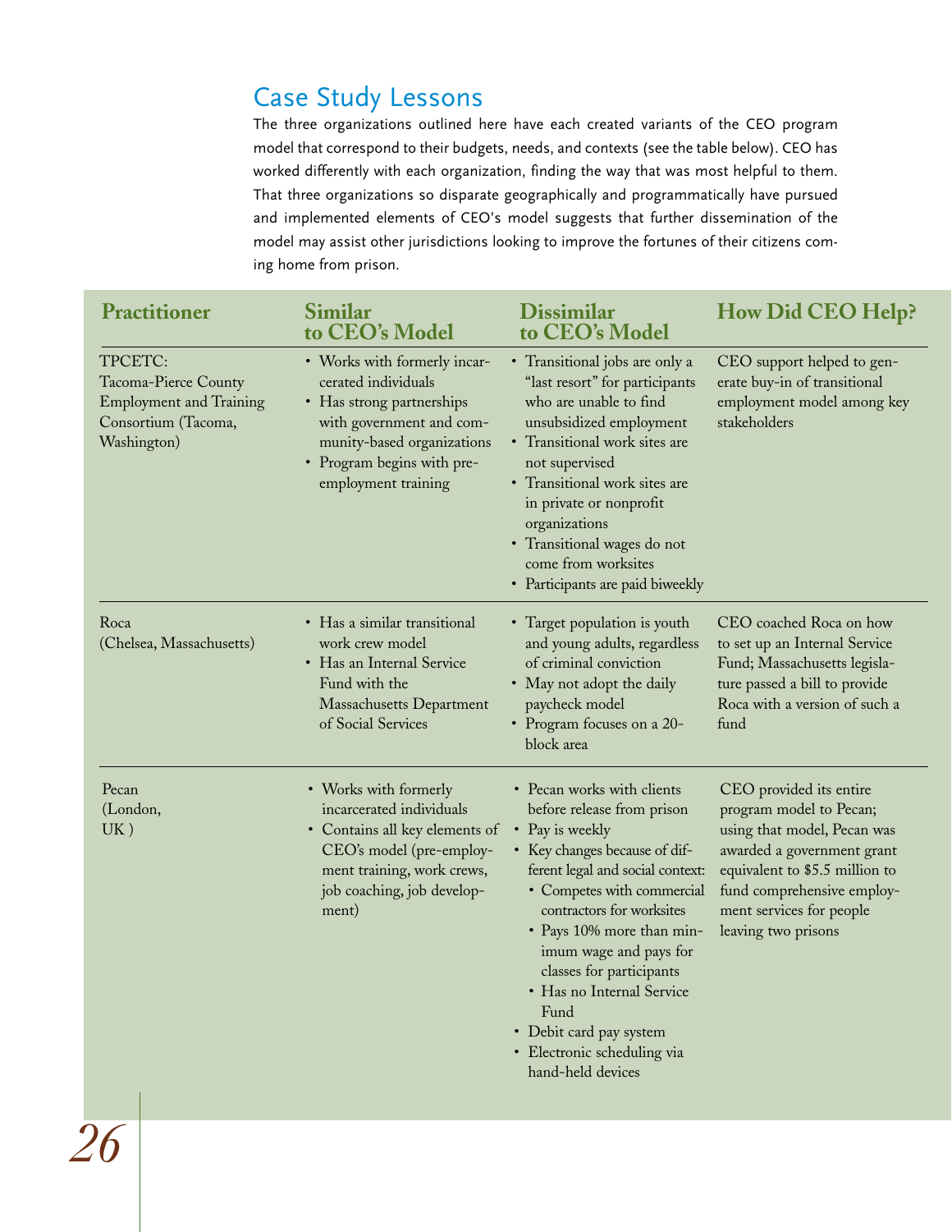## Case Study Lessons

The three organizations outlined here have each created variants of the CEO program model that correspond to their budgets, needs, and contexts (see the table below). CEO has worked differently with each organization, finding the way that was most helpful to them. That three organizations so disparate geographically and programmatically have pursued and implemented elements of CEO's model suggests that further dissemination of the model may assist other jurisdictions looking to improve the fortunes of their citizens coming home from prison.

| Practitioner | Similar to CEO's Model | Dissimilar to CEO's Model | How Did CEO Help? |
|---|---|---|---|
| TPCETC: Tacoma-Pierce County Employment and Training Consortium (Tacoma, Washington) | • Works with formerly incarcerated individuals<br>• Has strong partnerships with government and community-based organizations<br>• Program begins with pre-employment training | • Transitional jobs are only a "last resort" for participants who are unable to find unsubsidized employment<br>• Transitional work sites are not supervised<br>• Transitional work sites are in private or nonprofit organizations<br>• Transitional wages do not come from worksites<br>• Participants are paid biweekly | CEO support helped to generate buy-in of transitional employment model among key stakeholders |
| Roca (Chelsea, Massachusetts) | • Has a similar transitional work crew model<br>• Has an Internal Service Fund with the Massachusetts Department of Social Services | • Target population is youth and young adults, regardless of criminal conviction<br>• May not adopt the daily paycheck model<br>• Program focuses on a 20-block area | CEO coached Roca on how to set up an Internal Service Fund; Massachusetts legislature passed a bill to provide Roca with a version of such a fund |
| Pecan (London, UK) | • Works with formerly incarcerated individuals<br>• Contains all key elements of CEO's model (pre-employment training, work crews, job coaching, job development) | • Pecan works with clients before release from prison<br>• Pay is weekly<br>• Key changes because of different legal and social context:<br>&nbsp;&nbsp;• Competes with commercial contractors for worksites<br>&nbsp;&nbsp;• Pays 10% more than minimum wage and pays for classes for participants<br>&nbsp;&nbsp;• Has no Internal Service Fund<br>• Debit card pay system<br>• Electronic scheduling via hand-held devices | CEO provided its entire program model to Pecan; using that model, Pecan was awarded a government grant equivalent to $5.5 million to fund comprehensive employment services for people leaving two prisons |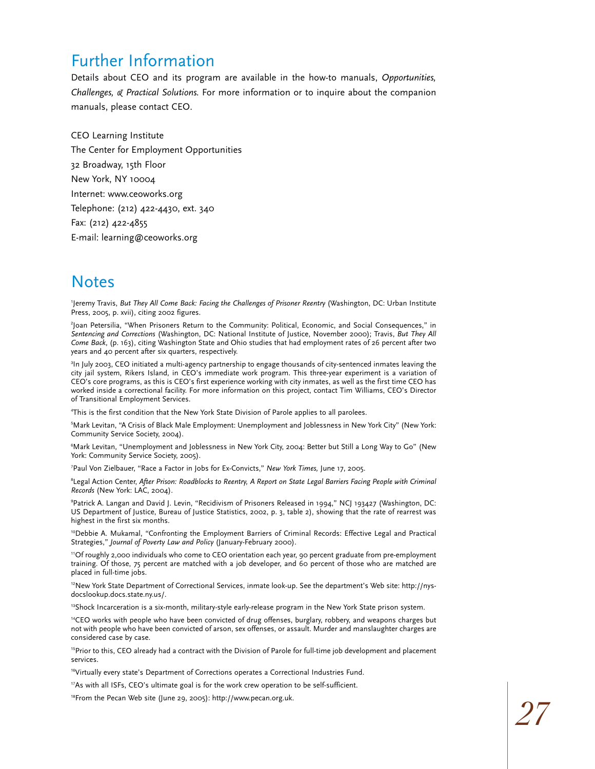## Further Information

Details about CEO and its program are available in the how-to manuals, *Opportunities, Challenges, & Practical Solutions*. For more information or to inquire about the companion manuals, please contact CEO.

CEO Learning Institute
The Center for Employment Opportunities
32 Broadway, 15th Floor
New York, NY 10004
Internet: www.ceoworks.org
Telephone: (212) 422-4430, ext. 340
Fax: (212) 422-4855
E-mail: learning@ceoworks.org

## Notes

[1]Jeremy Travis, *But They All Come Back: Facing the Challenges of Prisoner Reentry* (Washington, DC: Urban Institute Press, 2005, p. xvii), citing 2002 figures.

[2]Joan Petersilia, "When Prisoners Return to the Community: Political, Economic, and Social Consequences," in *Sentencing and Corrections* (Washington, DC: National Institute of Justice, November 2000); Travis, *But They All Come Back*, (p. 163), citing Washington State and Ohio studies that had employment rates of 26 percent after two years and 40 percent after six quarters, respectively.

[3]In July 2003, CEO initiated a multi-agency partnership to engage thousands of city-sentenced inmates leaving the city jail system, Rikers Island, in CEO's immediate work program. This three-year experiment is a variation of CEO's core programs, as this is CEO's first experience working with city inmates, as well as the first time CEO has worked inside a correctional facility. For more information on this project, contact Tim Williams, CEO's Director of Transitional Employment Services.

[4]This is the first condition that the New York State Division of Parole applies to all parolees.

[5]Mark Levitan, "A Crisis of Black Male Employment: Unemployment and Joblessness in New York City" (New York: Community Service Society, 2004).

[6]Mark Levitan, "Unemployment and Joblessness in New York City, 2004: Better but Still a Long Way to Go" (New York: Community Service Society, 2005).

[7]Paul Von Zielbauer, "Race a Factor in Jobs for Ex-Convicts," *New York Times,* June 17, 2005.

[8]Legal Action Center, *After Prison: Roadblocks to Reentry, A Report on State Legal Barriers Facing People with Criminal Records* (New York: LAC, 2004).

[9]Patrick A. Langan and David J. Levin, "Recidivism of Prisoners Released in 1994," NCJ 193427 (Washington, DC: US Department of Justice, Bureau of Justice Statistics, 2002, p. 3, table 2), showing that the rate of rearrest was highest in the first six months.

[10]Debbie A. Mukamal, "Confronting the Employment Barriers of Criminal Records: Effective Legal and Practical Strategies," *Journal of Poverty Law and Policy* (January-February 2000).

[11]Of roughly 2,000 individuals who come to CEO orientation each year, 90 percent graduate from pre-employment training. Of those, 75 percent are matched with a job developer, and 60 percent of those who are matched are placed in full-time jobs.

[12]New York State Department of Correctional Services, inmate look-up. See the department's Web site: http://nysdocslookup.docs.state.ny.us/.

[13]Shock Incarceration is a six-month, military-style early-release program in the New York State prison system.

[14]CEO works with people who have been convicted of drug offenses, burglary, robbery, and weapons charges but not with people who have been convicted of arson, sex offenses, or assault. Murder and manslaughter charges are considered case by case.

[15]Prior to this, CEO already had a contract with the Division of Parole for full-time job development and placement services.

[16]Virtually every state's Department of Corrections operates a Correctional Industries Fund.

[17]As with all ISFs, CEO's ultimate goal is for the work crew operation to be self-sufficient.

[18]From the Pecan Web site (June 29, 2005): http://www.pecan.org.uk.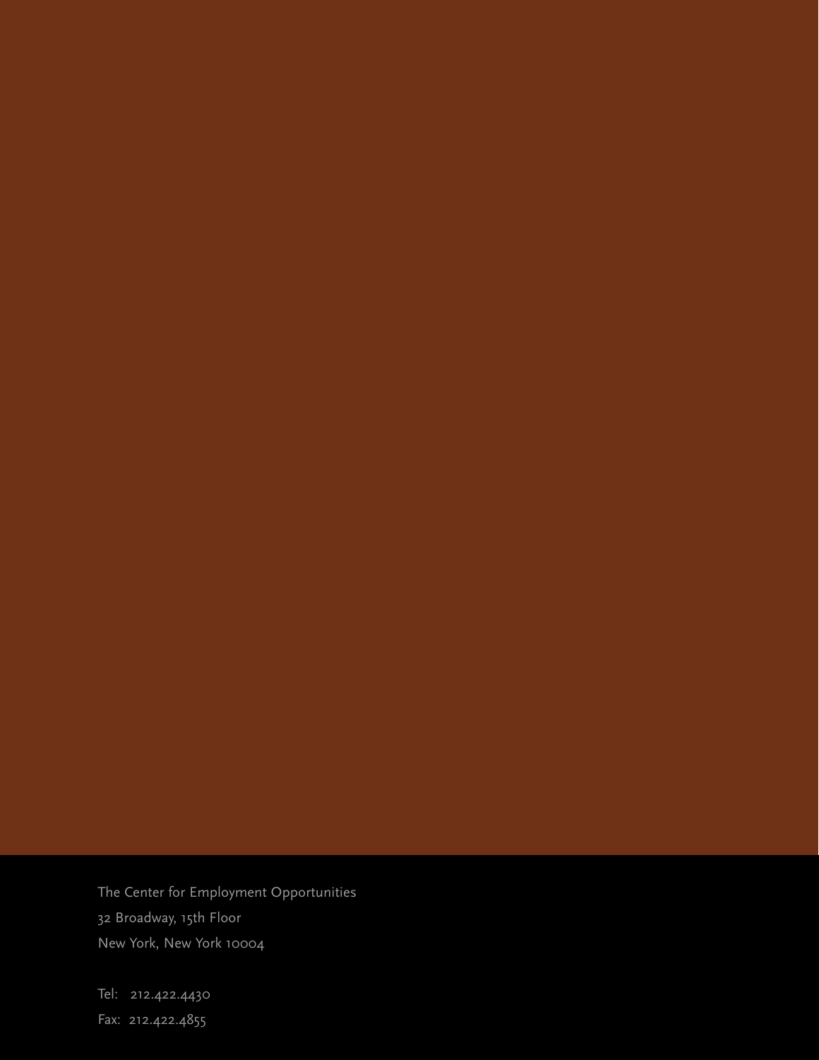The Center for Employment Opportunities

32 Broadway, 15th Floor

New York, New York 10004

Tel: 212.422.4430

Fax: 212.422.4855